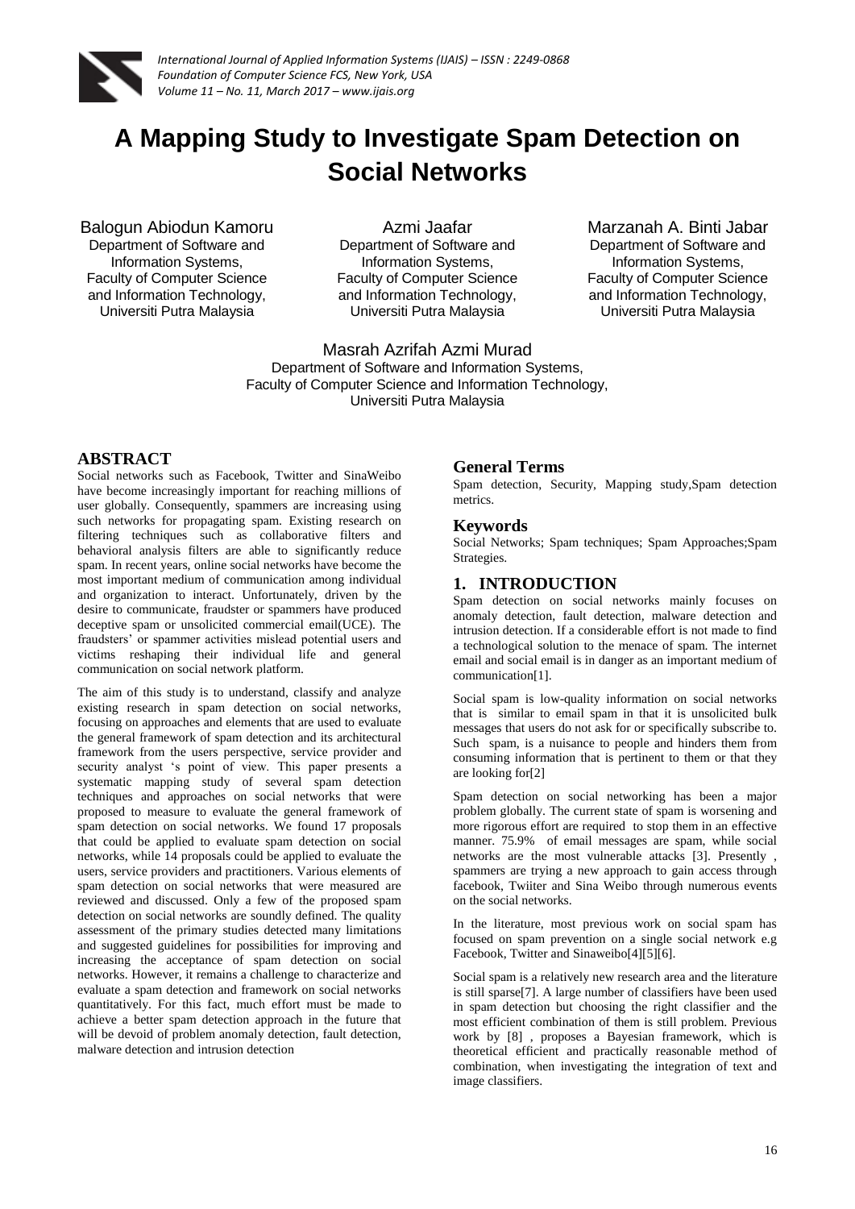# A Mapping Study to Investigate Spam Detection on Social Networks

Balogun Abiodun Kamoru
Department of Software and Information Systems, Faculty of Computer Science and Information Technology, Universiti Putra Malaysia

Azmi Jaafar
Department of Software and Information Systems, Faculty of Computer Science and Information Technology, Universiti Putra Malaysia

Marzanah A. Binti Jabar
Department of Software and Information Systems, Faculty of Computer Science and Information Technology, Universiti Putra Malaysia

Masrah Azrifah Azmi Murad
Department of Software and Information Systems, Faculty of Computer Science and Information Technology, Universiti Putra Malaysia

## ABSTRACT

Social networks such as Facebook, Twitter and SinaWeibo have become increasingly important for reaching millions of user globally. Consequently, spammers are increasing using such networks for propagating spam. Existing research on filtering techniques such as collaborative filters and behavioral analysis filters are able to significantly reduce spam. In recent years, online social networks have become the most important medium of communication among individual and organization to interact. Unfortunately, driven by the desire to communicate, fraudster or spammers have produced deceptive spam or unsolicited commercial email(UCE). The fraudsters' or spammer activities mislead potential users and victims reshaping their individual life and general communication on social network platform.

The aim of this study is to understand, classify and analyze existing research in spam detection on social networks, focusing on approaches and elements that are used to evaluate the general framework of spam detection and its architectural framework from the users perspective, service provider and security analyst 's point of view. This paper presents a systematic mapping study of several spam detection techniques and approaches on social networks that were proposed to measure to evaluate the general framework of spam detection on social networks. We found 17 proposals that could be applied to evaluate spam detection on social networks, while 14 proposals could be applied to evaluate the users, service providers and practitioners. Various elements of spam detection on social networks that were measured are reviewed and discussed. Only a few of the proposed spam detection on social networks are soundly defined. The quality assessment of the primary studies detected many limitations and suggested guidelines for possibilities for improving and increasing the acceptance of spam detection on social networks. However, it remains a challenge to characterize and evaluate a spam detection and framework on social networks quantitatively. For this fact, much effort must be made to achieve a better spam detection approach in the future that will be devoid of problem anomaly detection, fault detection, malware detection and intrusion detection

## General Terms

Spam detection, Security, Mapping study,Spam detection metrics.

## Keywords

Social Networks; Spam techniques; Spam Approaches;Spam Strategies.

## 1. INTRODUCTION

Spam detection on social networks mainly focuses on anomaly detection, fault detection, malware detection and intrusion detection. If a considerable effort is not made to find a technological solution to the menace of spam. The internet email and social email is in danger as an important medium of communication[1].

Social spam is low-quality information on social networks that is similar to email spam in that it is unsolicited bulk messages that users do not ask for or specifically subscribe to. Such spam, is a nuisance to people and hinders them from consuming information that is pertinent to them or that they are looking for[2]

Spam detection on social networking has been a major problem globally. The current state of spam is worsening and more rigorous effort are required to stop them in an effective manner. 75.9% of email messages are spam, while social networks are the most vulnerable attacks [3]. Presently , spammers are trying a new approach to gain access through facebook, Twiiter and Sina Weibo through numerous events on the social networks.

In the literature, most previous work on social spam has focused on spam prevention on a single social network e.g Facebook, Twitter and Sinaweibo[4][5][6].

Social spam is a relatively new research area and the literature is still sparse[7]. A large number of classifiers have been used in spam detection but choosing the right classifier and the most efficient combination of them is still problem. Previous work by [8] , proposes a Bayesian framework, which is theoretical efficient and practically reasonable method of combination, when investigating the integration of text and image classifiers.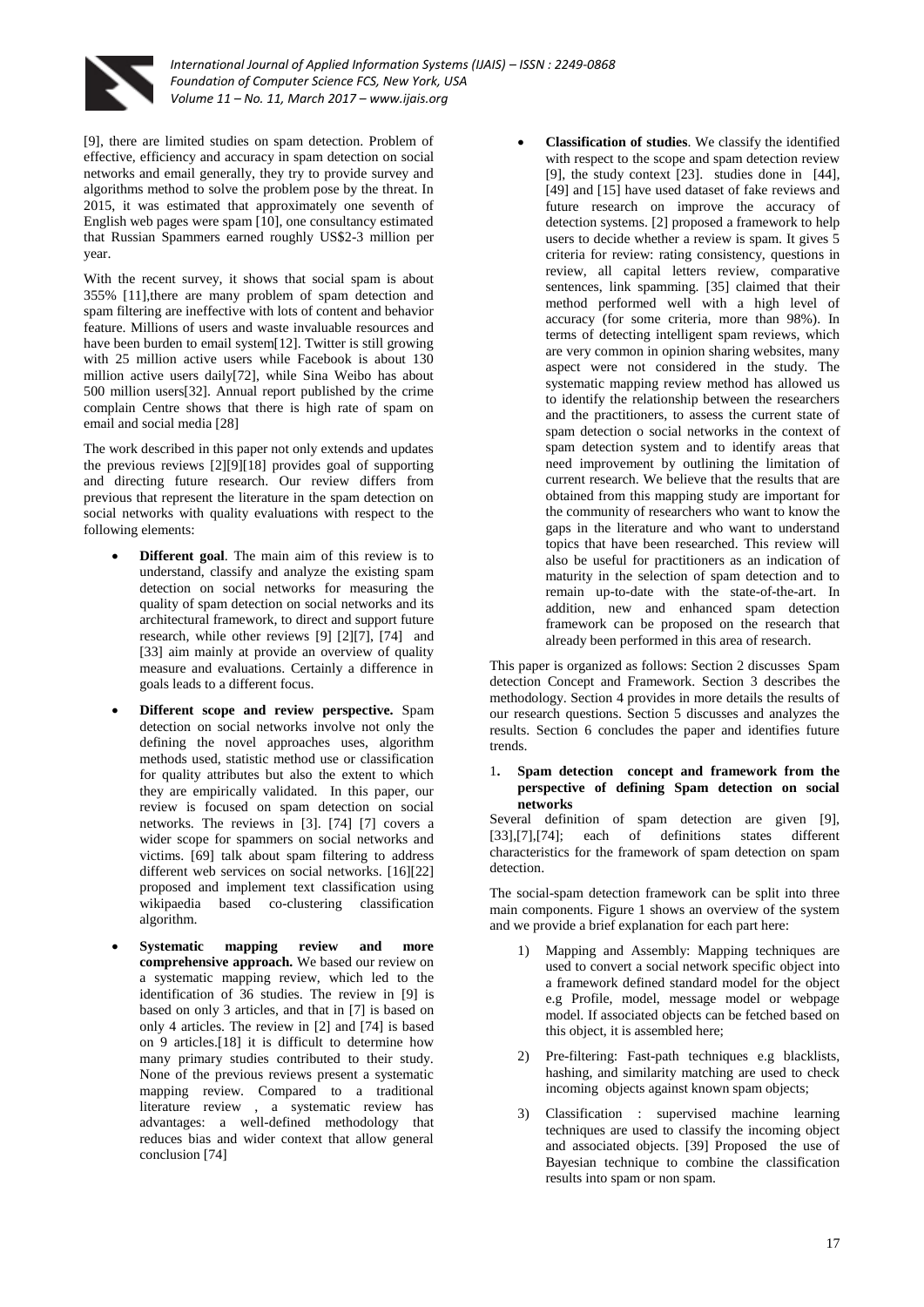[9], there are limited studies on spam detection. Problem of effective, efficiency and accuracy in spam detection on social networks and email generally, they try to provide survey and algorithms method to solve the problem pose by the threat. In 2015, it was estimated that approximately one seventh of English web pages were spam [10], one consultancy estimated that Russian Spammers earned roughly US$2-3 million per year.

With the recent survey, it shows that social spam is about 355% [11],there are many problem of spam detection and spam filtering are ineffective with lots of content and behavior feature. Millions of users and waste invaluable resources and have been burden to email system[12]. Twitter is still growing with 25 million active users while Facebook is about 130 million active users daily[72], while Sina Weibo has about 500 million users[32]. Annual report published by the crime complain Centre shows that there is high rate of spam on email and social media [28]

The work described in this paper not only extends and updates the previous reviews [2][9][18] provides goal of supporting and directing future research. Our review differs from previous that represent the literature in the spam detection on social networks with quality evaluations with respect to the following elements:

- **Different goal**. The main aim of this review is to understand, classify and analyze the existing spam detection on social networks for measuring the quality of spam detection on social networks and its architectural framework, to direct and support future research, while other reviews [9] [2][7], [74] and [33] aim mainly at provide an overview of quality measure and evaluations. Certainly a difference in goals leads to a different focus.
- **Different scope and review perspective.** Spam detection on social networks involve not only the defining the novel approaches uses, algorithm methods used, statistic method use or classification for quality attributes but also the extent to which they are empirically validated. In this paper, our review is focused on spam detection on social networks. The reviews in [3]. [74] [7] covers a wider scope for spammers on social networks and victims. [69] talk about spam filtering to address different web services on social networks. [16][22] proposed and implement text classification using wikipaedia based co-clustering classification algorithm.
- **Systematic mapping review and more comprehensive approach.** We based our review on a systematic mapping review, which led to the identification of 36 studies. The review in [9] is based on only 3 articles, and that in [7] is based on only 4 articles. The review in [2] and [74] is based on 9 articles.[18] it is difficult to determine how many primary studies contributed to their study. None of the previous reviews present a systematic mapping review. Compared to a traditional literature review , a systematic review has advantages: a well-defined methodology that reduces bias and wider context that allow general conclusion [74]
- **Classification of studies**. We classify the identified with respect to the scope and spam detection review [9], the study context [23]. studies done in [44], [49] and [15] have used dataset of fake reviews and future research on improve the accuracy of detection systems. [2] proposed a framework to help users to decide whether a review is spam. It gives 5 criteria for review: rating consistency, questions in review, all capital letters review, comparative sentences, link spamming. [35] claimed that their method performed well with a high level of accuracy (for some criteria, more than 98%). In terms of detecting intelligent spam reviews, which are very common in opinion sharing websites, many aspect were not considered in the study. The systematic mapping review method has allowed us to identify the relationship between the researchers and the practitioners, to assess the current state of spam detection o social networks in the context of spam detection system and to identify areas that need improvement by outlining the limitation of current research. We believe that the results that are obtained from this mapping study are important for the community of researchers who want to know the gaps in the literature and who want to understand topics that have been researched. This review will also be useful for practitioners as an indication of maturity in the selection of spam detection and to remain up-to-date with the state-of-the-art. In addition, new and enhanced spam detection framework can be proposed on the research that already been performed in this area of research.

This paper is organized as follows: Section 2 discusses Spam detection Concept and Framework. Section 3 describes the methodology. Section 4 provides in more details the results of our research questions. Section 5 discusses and analyzes the results. Section 6 concludes the paper and identifies future trends.

## 1. Spam detection concept and framework from the perspective of defining Spam detection on social networks

Several definition of spam detection are given [9], [33],[7],[74]; each of definitions states different characteristics for the framework of spam detection on spam detection.

The social-spam detection framework can be split into three main components. Figure 1 shows an overview of the system and we provide a brief explanation for each part here:

1) Mapping and Assembly: Mapping techniques are used to convert a social network specific object into a framework defined standard model for the object e.g Profile, model, message model or webpage model. If associated objects can be fetched based on this object, it is assembled here;
2) Pre-filtering: Fast-path techniques e.g blacklists, hashing, and similarity matching are used to check incoming objects against known spam objects;
3) Classification : supervised machine learning techniques are used to classify the incoming object and associated objects. [39] Proposed the use of Bayesian technique to combine the classification results into spam or non spam.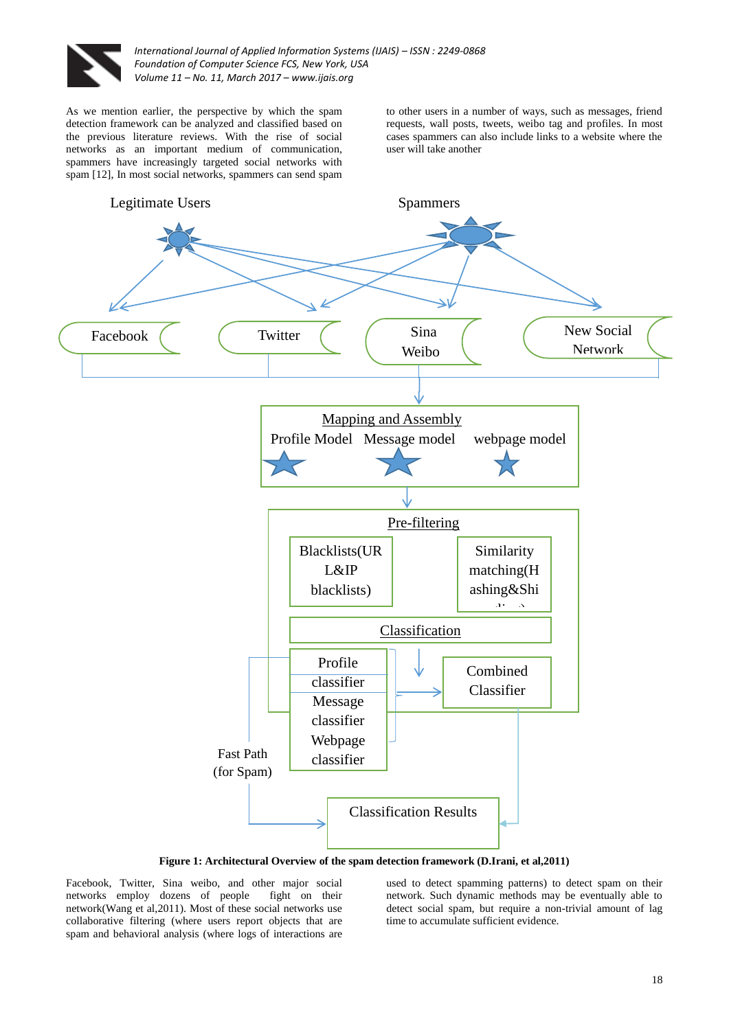As we mention earlier, the perspective by which the spam detection framework can be analyzed and classified based on the previous literature reviews. With the rise of social networks as an important medium of communication, spammers have increasingly targeted social networks with spam [12], In most social networks, spammers can send spam to other users in a number of ways, such as messages, friend requests, wall posts, tweets, weibo tag and profiles. In most cases spammers can also include links to a website where the user will take another

Legitimate Users

Spammers

Facebook

Twitter

Sina Weibo

New Social Network

Mapping and Assembly

Profile Model Message model webpage model

Pre-filtering

Blacklists(URL&IP blacklists)

Similarity matching(Hashing&Shi...)

Classification

Profile classifier

Message classifier

Webpage classifier

Combined Classifier

Fast Path (for Spam)

Classification Results

**Figure 1: Architectural Overview of the spam detection framework (D.Irani, et al,2011)**

Facebook, Twitter, Sina weibo, and other major social networks employ dozens of people fight on their network(Wang et al,2011). Most of these social networks use collaborative filtering (where users report objects that are spam and behavioral analysis (where logs of interactions are used to detect spamming patterns) to detect spam on their network. Such dynamic methods may be eventually able to detect social spam, but require a non-trivial amount of lag time to accumulate sufficient evidence.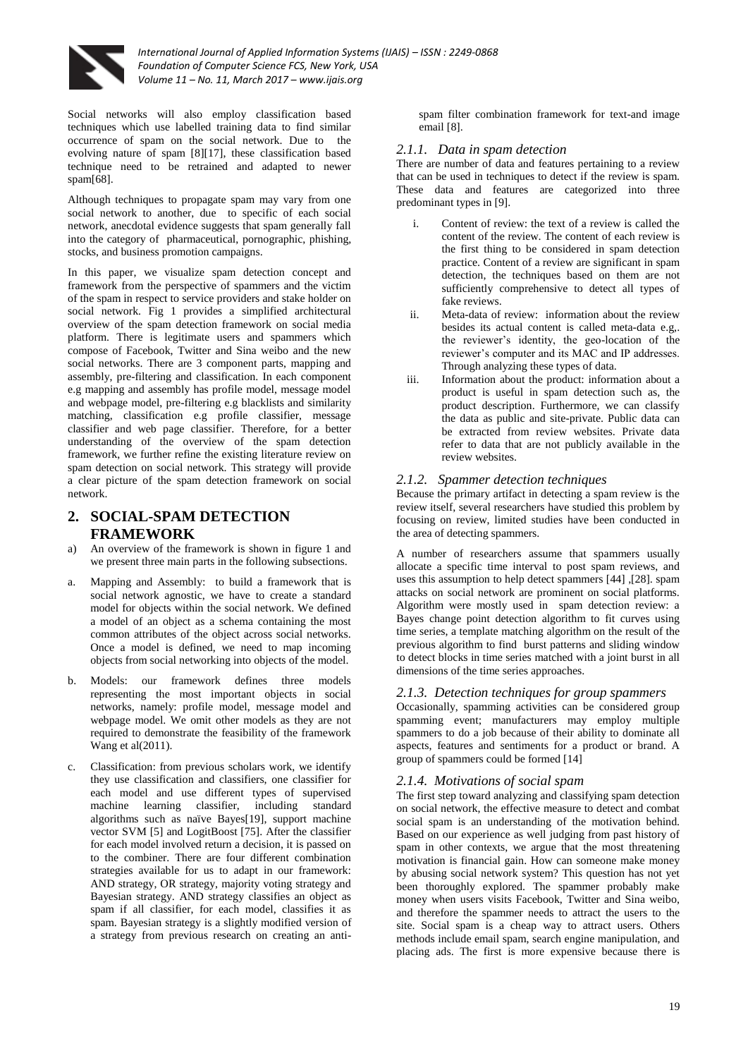Social networks will also employ classification based techniques which use labelled training data to find similar occurrence of spam on the social network. Due to the evolving nature of spam [8][17], these classification based technique need to be retrained and adapted to newer spam[68].

Although techniques to propagate spam may vary from one social network to another, due to specific of each social network, anecdotal evidence suggests that spam generally fall into the category of pharmaceutical, pornographic, phishing, stocks, and business promotion campaigns.

In this paper, we visualize spam detection concept and framework from the perspective of spammers and the victim of the spam in respect to service providers and stake holder on social network. Fig 1 provides a simplified architectural overview of the spam detection framework on social media platform. There is legitimate users and spammers which compose of Facebook, Twitter and Sina weibo and the new social networks. There are 3 component parts, mapping and assembly, pre-filtering and classification. In each component e.g mapping and assembly has profile model, message model and webpage model, pre-filtering e.g blacklists and similarity matching, classification e.g profile classifier, message classifier and web page classifier. Therefore, for a better understanding of the overview of the spam detection framework, we further refine the existing literature review on spam detection on social network. This strategy will provide a clear picture of the spam detection framework on social network.

## 2. SOCIAL-SPAM DETECTION FRAMEWORK

a) An overview of the framework is shown in figure 1 and we present three main parts in the following subsections.

a. Mapping and Assembly: to build a framework that is social network agnostic, we have to create a standard model for objects within the social network. We defined a model of an object as a schema containing the most common attributes of the object across social networks. Once a model is defined, we need to map incoming objects from social networking into objects of the model.

b. Models: our framework defines three models representing the most important objects in social networks, namely: profile model, message model and webpage model. We omit other models as they are not required to demonstrate the feasibility of the framework Wang et al(2011).

c. Classification: from previous scholars work, we identify they use classification and classifiers, one classifier for each model and use different types of supervised machine learning classifier, including standard algorithms such as naïve Bayes[19], support machine vector SVM [5] and LogitBoost [75]. After the classifier for each model involved return a decision, it is passed on to the combiner. There are four different combination strategies available for us to adapt in our framework: AND strategy, OR strategy, majority voting strategy and Bayesian strategy. AND strategy classifies an object as spam if all classifier, for each model, classifies it as spam. Bayesian strategy is a slightly modified version of a strategy from previous research on creating an anti-spam filter combination framework for text-and image email [8].

### 2.1.1. Data in spam detection

There are number of data and features pertaining to a review that can be used in techniques to detect if the review is spam. These data and features are categorized into three predominant types in [9].

i. Content of review: the text of a review is called the content of the review. The content of each review is the first thing to be considered in spam detection practice. Content of a review are significant in spam detection, the techniques based on them are not sufficiently comprehensive to detect all types of fake reviews.

ii. Meta-data of review: information about the review besides its actual content is called meta-data e.g,. the reviewer's identity, the geo-location of the reviewer's computer and its MAC and IP addresses. Through analyzing these types of data.

iii. Information about the product: information about a product is useful in spam detection such as, the product description. Furthermore, we can classify the data as public and site-private. Public data can be extracted from review websites. Private data refer to data that are not publicly available in the review websites.

### 2.1.2. Spammer detection techniques

Because the primary artifact in detecting a spam review is the review itself, several researchers have studied this problem by focusing on review, limited studies have been conducted in the area of detecting spammers.

A number of researchers assume that spammers usually allocate a specific time interval to post spam reviews, and uses this assumption to help detect spammers [44] ,[28]. spam attacks on social network are prominent on social platforms. Algorithm were mostly used in spam detection review: a Bayes change point detection algorithm to fit curves using time series, a template matching algorithm on the result of the previous algorithm to find burst patterns and sliding window to detect blocks in time series matched with a joint burst in all dimensions of the time series approaches.

### 2.1.3. Detection techniques for group spammers

Occasionally, spamming activities can be considered group spamming event; manufacturers may employ multiple spammers to do a job because of their ability to dominate all aspects, features and sentiments for a product or brand. A group of spammers could be formed [14]

### 2.1.4. Motivations of social spam

The first step toward analyzing and classifying spam detection on social network, the effective measure to detect and combat social spam is an understanding of the motivation behind. Based on our experience as well judging from past history of spam in other contexts, we argue that the most threatening motivation is financial gain. How can someone make money by abusing social network system? This question has not yet been thoroughly explored. The spammer probably make money when users visits Facebook, Twitter and Sina weibo, and therefore the spammer needs to attract the users to the site. Social spam is a cheap way to attract users. Others methods include email spam, search engine manipulation, and placing ads. The first is more expensive because there is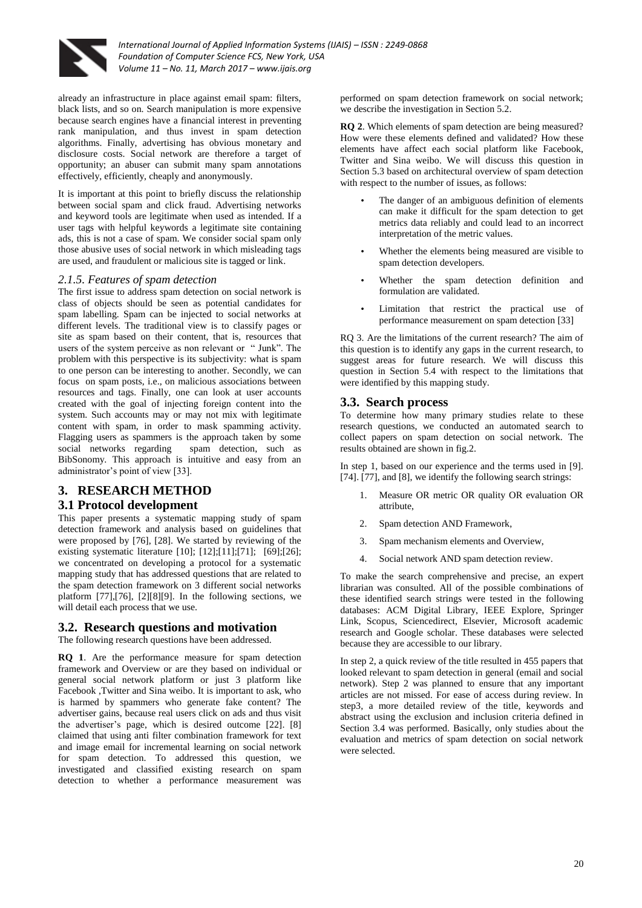already an infrastructure in place against email spam: filters, black lists, and so on. Search manipulation is more expensive because search engines have a financial interest in preventing rank manipulation, and thus invest in spam detection algorithms. Finally, advertising has obvious monetary and disclosure costs. Social network are therefore a target of opportunity; an abuser can submit many spam annotations effectively, efficiently, cheaply and anonymously.

It is important at this point to briefly discuss the relationship between social spam and click fraud. Advertising networks and keyword tools are legitimate when used as intended. If a user tags with helpful keywords a legitimate site containing ads, this is not a case of spam. We consider social spam only those abusive uses of social network in which misleading tags are used, and fraudulent or malicious site is tagged or link.

### *2.1.5. Features of spam detection*

The first issue to address spam detection on social network is class of objects should be seen as potential candidates for spam labelling. Spam can be injected to social networks at different levels. The traditional view is to classify pages or site as spam based on their content, that is, resources that users of the system perceive as non relevant or " Junk". The problem with this perspective is its subjectivity: what is spam to one person can be interesting to another. Secondly, we can focus on spam posts, i.e., on malicious associations between resources and tags. Finally, one can look at user accounts created with the goal of injecting foreign content into the system. Such accounts may or may not mix with legitimate content with spam, in order to mask spamming activity. Flagging users as spammers is the approach taken by some social networks regarding spam detection, such as BibSonomy. This approach is intuitive and easy from an administrator's point of view [33].

# 3. RESEARCH METHOD

## 3.1 Protocol development

This paper presents a systematic mapping study of spam detection framework and analysis based on guidelines that were proposed by [76], [28]. We started by reviewing of the existing systematic literature [10]; [12];[11];[71]; [69];[26]; we concentrated on developing a protocol for a systematic mapping study that has addressed questions that are related to the spam detection framework on 3 different social networks platform [77],[76], [2][8][9]. In the following sections, we will detail each process that we use.

## 3.2. Research questions and motivation

The following research questions have been addressed.

**RQ 1**. Are the performance measure for spam detection framework and Overview or are they based on individual or general social network platform or just 3 platform like Facebook ,Twitter and Sina weibo. It is important to ask, who is harmed by spammers who generate fake content? The advertiser gains, because real users click on ads and thus visit the advertiser's page, which is desired outcome [22]. [8] claimed that using anti filter combination framework for text and image email for incremental learning on social network for spam detection. To addressed this question, we investigated and classified existing research on spam detection to whether a performance measurement was performed on spam detection framework on social network; we describe the investigation in Section 5.2.

**RQ 2**. Which elements of spam detection are being measured? How were these elements defined and validated? How these elements have affect each social platform like Facebook, Twitter and Sina weibo. We will discuss this question in Section 5.3 based on architectural overview of spam detection with respect to the number of issues, as follows:

- The danger of an ambiguous definition of elements can make it difficult for the spam detection to get metrics data reliably and could lead to an incorrect interpretation of the metric values.
- Whether the elements being measured are visible to spam detection developers.
- Whether the spam detection definition and formulation are validated.
- Limitation that restrict the practical use of performance measurement on spam detection [33]

RQ 3. Are the limitations of the current research? The aim of this question is to identify any gaps in the current research, to suggest areas for future research. We will discuss this question in Section 5.4 with respect to the limitations that were identified by this mapping study.

## 3.3. Search process

To determine how many primary studies relate to these research questions, we conducted an automated search to collect papers on spam detection on social network. The results obtained are shown in fig.2.

In step 1, based on our experience and the terms used in [9]. [74]. [77], and [8], we identify the following search strings:

1. Measure OR metric OR quality OR evaluation OR attribute,
2. Spam detection AND Framework,
3. Spam mechanism elements and Overview,
4. Social network AND spam detection review.

To make the search comprehensive and precise, an expert librarian was consulted. All of the possible combinations of these identified search strings were tested in the following databases: ACM Digital Library, IEEE Explore, Springer Link, Scopus, Sciencedirect, Elsevier, Microsoft academic research and Google scholar. These databases were selected because they are accessible to our library.

In step 2, a quick review of the title resulted in 455 papers that looked relevant to spam detection in general (email and social network). Step 2 was planned to ensure that any important articles are not missed. For ease of access during review. In step3, a more detailed review of the title, keywords and abstract using the exclusion and inclusion criteria defined in Section 3.4 was performed. Basically, only studies about the evaluation and metrics of spam detection on social network were selected.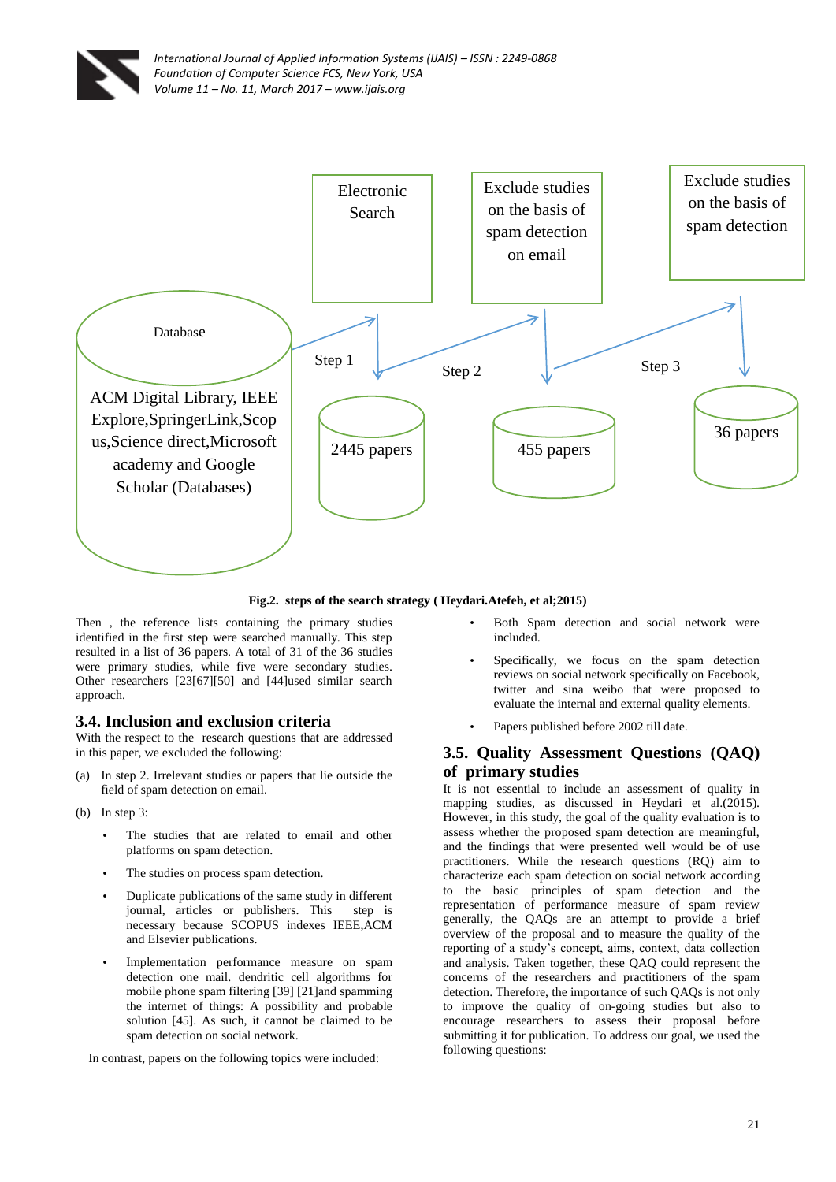Electronic Search

Exclude studies on the basis of spam detection on email

Exclude studies on the basis of spam detection

Database

ACM Digital Library, IEEE Explore,SpringerLink,Scopus,Science direct,Microsoft academy and Google Scholar (Databases)

Step 1

2445 papers

Step 2

455 papers

Step 3

36 papers

**Fig.2. steps of the search strategy ( Heydari.Atefeh, et al;2015)**

Then , the reference lists containing the primary studies identified in the first step were searched manually. This step resulted in a list of 36 papers. A total of 31 of the 36 studies were primary studies, while five were secondary studies. Other researchers [23[67][50] and [44]used similar search approach.

## 3.4. Inclusion and exclusion criteria

With the respect to the research questions that are addressed in this paper, we excluded the following:

(a) In step 2. Irrelevant studies or papers that lie outside the field of spam detection on email.

(b) In step 3:

- The studies that are related to email and other platforms on spam detection.
- The studies on process spam detection.
- Duplicate publications of the same study in different journal, articles or publishers. This step is necessary because SCOPUS indexes IEEE,ACM and Elsevier publications.
- Implementation performance measure on spam detection one mail. dendritic cell algorithms for mobile phone spam filtering [39] [21]and spamming the internet of things: A possibility and probable solution [45]. As such, it cannot be claimed to be spam detection on social network.

In contrast, papers on the following topics were included:

- Both Spam detection and social network were included.
- Specifically, we focus on the spam detection reviews on social network specifically on Facebook, twitter and sina weibo that were proposed to evaluate the internal and external quality elements.
- Papers published before 2002 till date.

## 3.5. Quality Assessment Questions (QAQ) of primary studies

It is not essential to include an assessment of quality in mapping studies, as discussed in Heydari et al.(2015). However, in this study, the goal of the quality evaluation is to assess whether the proposed spam detection are meaningful, and the findings that were presented well would be of use practitioners. While the research questions (RQ) aim to characterize each spam detection on social network according to the basic principles of spam detection and the representation of performance measure of spam review generally, the QAQs are an attempt to provide a brief overview of the proposal and to measure the quality of the reporting of a study's concept, aims, context, data collection and analysis. Taken together, these QAQ could represent the concerns of the researchers and practitioners of the spam detection. Therefore, the importance of such QAQs is not only to improve the quality of on-going studies but also to encourage researchers to assess their proposal before submitting it for publication. To address our goal, we used the following questions: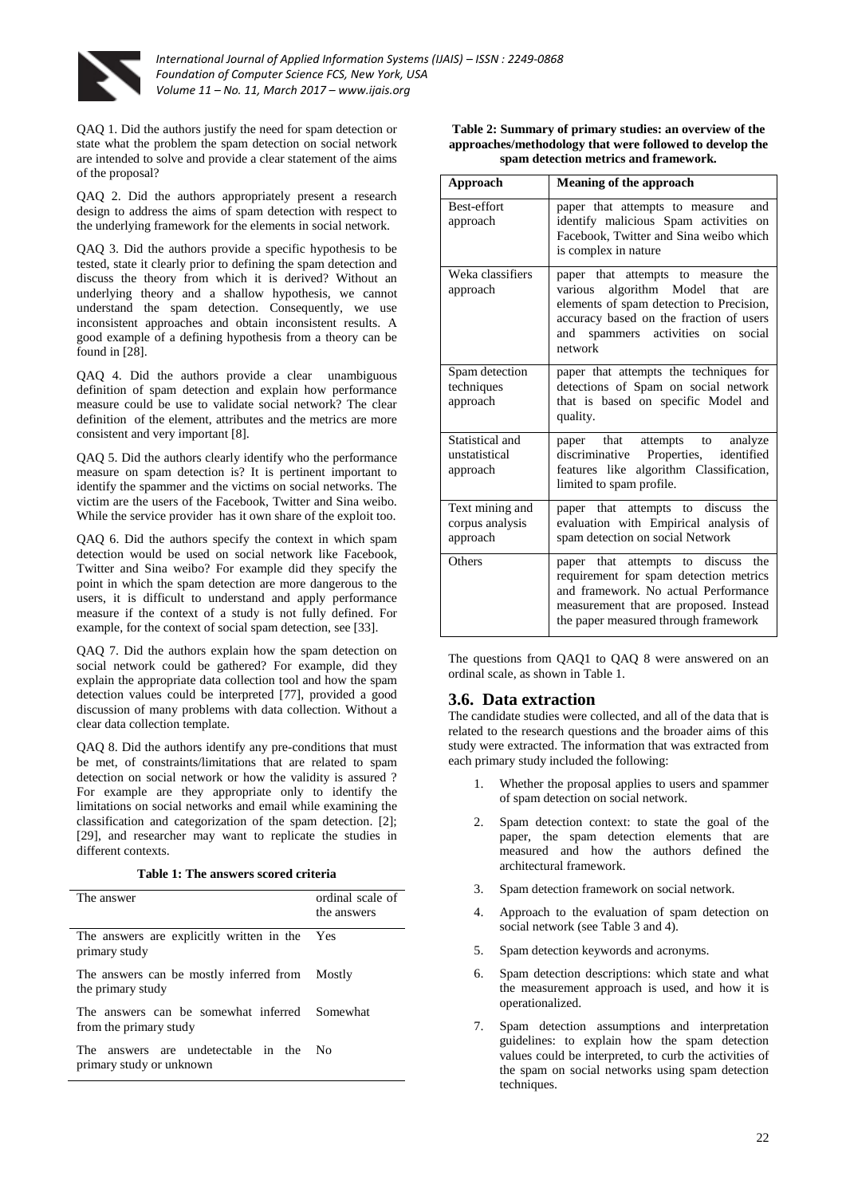QAQ 1. Did the authors justify the need for spam detection or state what the problem the spam detection on social network are intended to solve and provide a clear statement of the aims of the proposal?

QAQ 2. Did the authors appropriately present a research design to address the aims of spam detection with respect to the underlying framework for the elements in social network.

QAQ 3. Did the authors provide a specific hypothesis to be tested, state it clearly prior to defining the spam detection and discuss the theory from which it is derived? Without an underlying theory and a shallow hypothesis, we cannot understand the spam detection. Consequently, we use inconsistent approaches and obtain inconsistent results. A good example of a defining hypothesis from a theory can be found in [28].

QAQ 4. Did the authors provide a clear unambiguous definition of spam detection and explain how performance measure could be use to validate social network? The clear definition of the element, attributes and the metrics are more consistent and very important [8].

QAQ 5. Did the authors clearly identify who the performance measure on spam detection is? It is pertinent important to identify the spammer and the victims on social networks. The victim are the users of the Facebook, Twitter and Sina weibo. While the service provider has it own share of the exploit too.

QAQ 6. Did the authors specify the context in which spam detection would be used on social network like Facebook, Twitter and Sina weibo? For example did they specify the point in which the spam detection are more dangerous to the users, it is difficult to understand and apply performance measure if the context of a study is not fully defined. For example, for the context of social spam detection, see [33].

QAQ 7. Did the authors explain how the spam detection on social network could be gathered? For example, did they explain the appropriate data collection tool and how the spam detection values could be interpreted [77], provided a good discussion of many problems with data collection. Without a clear data collection template.

QAQ 8. Did the authors identify any pre-conditions that must be met, of constraints/limitations that are related to spam detection on social network or how the validity is assured ? For example are they appropriate only to identify the limitations on social networks and email while examining the classification and categorization of the spam detection. [2]; [29], and researcher may want to replicate the studies in different contexts.

**Table 1: The answers scored criteria**

| The answer | ordinal scale of the answers |
|---|---|
| The answers are explicitly written in the primary study | Yes |
| The answers can be mostly inferred from the primary study | Mostly |
| The answers can be somewhat inferred from the primary study | Somewhat |
| The answers are undetectable in the primary study or unknown | No |

**Table 2: Summary of primary studies: an overview of the approaches/methodology that were followed to develop the spam detection metrics and framework.**

| Approach | Meaning of the approach |
|---|---|
| Best-effort approach | paper that attempts to measure and identify malicious Spam activities on Facebook, Twitter and Sina weibo which is complex in nature |
| Weka classifiers approach | paper that attempts to measure the various algorithm Model that are elements of spam detection to Precision, accuracy based on the fraction of users and spammers activities on social network |
| Spam detection techniques approach | paper that attempts the techniques for detections of Spam on social network that is based on specific Model and quality. |
| Statistical and unstatistical approach | paper that attempts to analyze discriminative Properties, identified features like algorithm Classification, limited to spam profile. |
| Text mining and corpus analysis approach | paper that attempts to discuss the evaluation with Empirical analysis of spam detection on social Network |
| Others | paper that attempts to discuss the requirement for spam detection metrics and framework. No actual Performance measurement that are proposed. Instead the paper measured through framework |

The questions from QAQ1 to QAQ 8 were answered on an ordinal scale, as shown in Table 1.

### 3.6. Data extraction

The candidate studies were collected, and all of the data that is related to the research questions and the broader aims of this study were extracted. The information that was extracted from each primary study included the following:

1. Whether the proposal applies to users and spammer of spam detection on social network.
2. Spam detection context: to state the goal of the paper, the spam detection elements that are measured and how the authors defined the architectural framework.
3. Spam detection framework on social network.
4. Approach to the evaluation of spam detection on social network (see Table 3 and 4).
5. Spam detection keywords and acronyms.
6. Spam detection descriptions: which state and what the measurement approach is used, and how it is operationalized.
7. Spam detection assumptions and interpretation guidelines: to explain how the spam detection values could be interpreted, to curb the activities of the spam on social networks using spam detection techniques.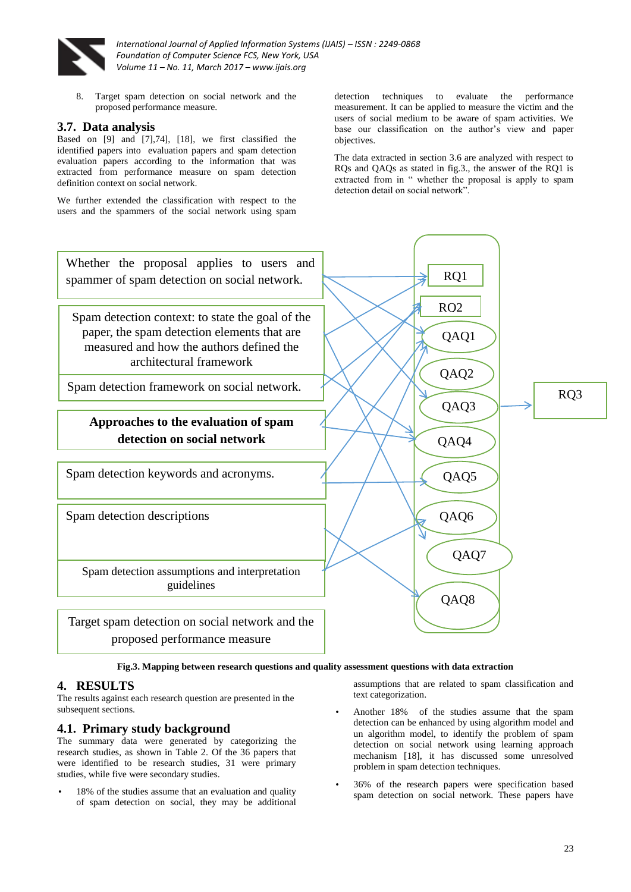8. Target spam detection on social network and the proposed performance measure.

## 3.7. Data analysis

Based on [9] and [7],74], [18], we first classified the identified papers into evaluation papers and spam detection evaluation papers according to the information that was extracted from performance measure on spam detection definition context on social network.

We further extended the classification with respect to the users and the spammers of the social network using spam detection techniques to evaluate the performance measurement. It can be applied to measure the victim and the users of social medium to be aware of spam activities. We base our classification on the author's view and paper objectives.

The data extracted in section 3.6 are analyzed with respect to RQs and QAQs as stated in fig.3., the answer of the RQ1 is extracted from in " whether the proposal is apply to spam detection detail on social network".

Whether the proposal applies to users and spammer of spam detection on social network.

Spam detection context: to state the goal of the paper, the spam detection elements that are measured and how the authors defined the architectural framework

Spam detection framework on social network.

**Approaches to the evaluation of spam detection on social network**

Spam detection keywords and acronyms.

Spam detection descriptions

Spam detection assumptions and interpretation guidelines

Target spam detection on social network and the proposed performance measure

RQ1

RQ2

QAQ1

QAQ2

QAQ3

QAQ4

QAQ5

QAQ6

QAQ7

QAQ8

RQ3

**Fig.3. Mapping between research questions and quality assessment questions with data extraction**

## 4. RESULTS

The results against each research question are presented in the subsequent sections.

## 4.1. Primary study background

The summary data were generated by categorizing the research studies, as shown in Table 2. Of the 36 papers that were identified to be research studies, 31 were primary studies, while five were secondary studies.

- 18% of the studies assume that an evaluation and quality of spam detection on social, they may be additional assumptions that are related to spam classification and text categorization.
- Another 18% of the studies assume that the spam detection can be enhanced by using algorithm model and un algorithm model, to identify the problem of spam detection on social network using learning approach mechanism [18], it has discussed some unresolved problem in spam detection techniques.
- 36% of the research papers were specification based spam detection on social network. These papers have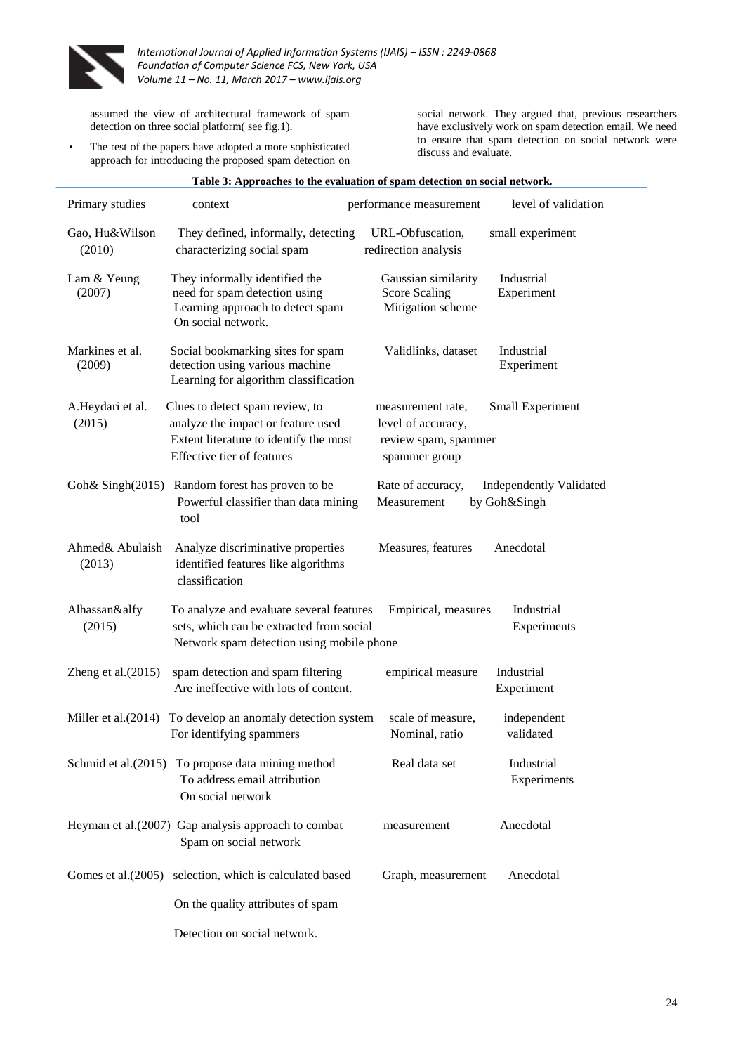assumed the view of architectural framework of spam detection on three social platform( see fig.1).

- The rest of the papers have adopted a more sophisticated approach for introducing the proposed spam detection on social network. They argued that, previous researchers have exclusively work on spam detection email. We need to ensure that spam detection on social network were discuss and evaluate.

**Table 3: Approaches to the evaluation of spam detection on social network.**

| Primary studies | context | performance measurement | level of validation |
|---|---|---|---|
| Gao, Hu&Wilson (2010) | They defined, informally, detecting characterizing social spam | URL-Obfuscation, redirection analysis | small experiment |
| Lam & Yeung (2007) | They informally identified the need for spam detection using Learning approach to detect spam On social network. | Gaussian similarity Score Scaling Mitigation scheme | Industrial Experiment |
| Markines et al. (2009) | Social bookmarking sites for spam detection using various machine Learning for algorithm classification | Validlinks, dataset | Industrial Experiment |
| A.Heydari et al. (2015) | Clues to detect spam review, to analyze the impact or feature used Extent literature to identify the most Effective tier of features | measurement rate, level of accuracy, review spam, spammer spammer group | Small Experiment |
| Goh& Singh(2015) | Random forest has proven to be Powerful classifier than data mining tool | Rate of accuracy, Measurement | Independently Validated by Goh&Singh |
| Ahmed& Abulaish (2013) | Analyze discriminative properties identified features like algorithms classification | Measures, features | Anecdotal |
| Alhassan&alfy (2015) | To analyze and evaluate several features sets, which can be extracted from social Network spam detection using mobile phone | Empirical, measures | Industrial Experiments |
| Zheng et al.(2015) | spam detection and spam filtering Are ineffective with lots of content. | empirical measure | Industrial Experiment |
| Miller et al.(2014) | To develop an anomaly detection system For identifying spammers | scale of measure, Nominal, ratio | independent validated |
| Schmid et al.(2015) | To propose data mining method To address email attribution On social network | Real data set | Industrial Experiments |
| Heyman et al.(2007) | Gap analysis approach to combat Spam on social network | measurement | Anecdotal |
| Gomes et al.(2005) | selection, which is calculated based On the quality attributes of spam Detection on social network. | Graph, measurement | Anecdotal |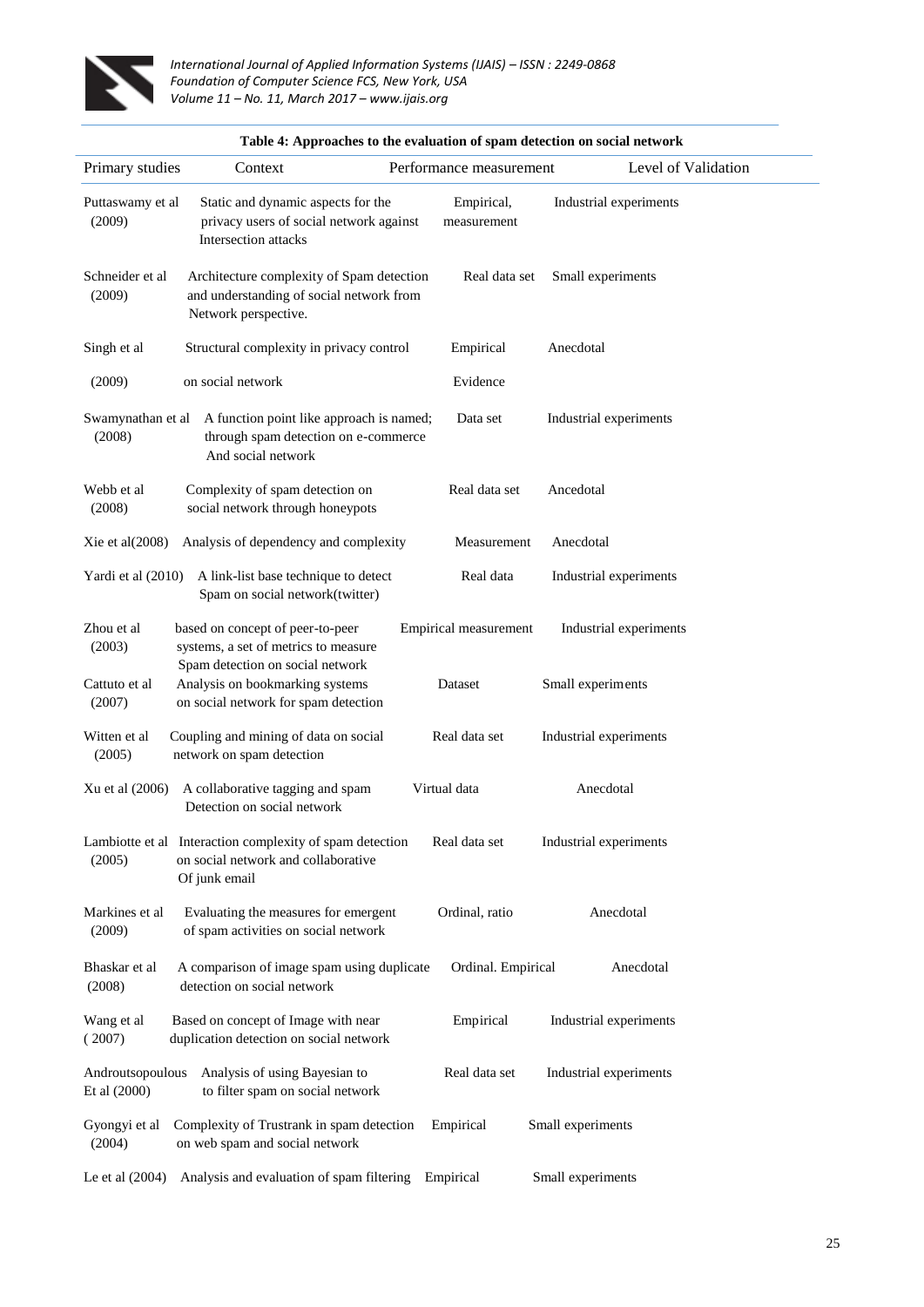**Table 4: Approaches to the evaluation of spam detection on social network**

| Primary studies | Context | Performance measurement | Level of Validation |
|---|---|---|---|
| Puttaswamy et al (2009) | Static and dynamic aspects for the privacy users of social network against Intersection attacks | Empirical, measurement | Industrial experiments |
| Schneider et al (2009) | Architecture complexity of Spam detection and understanding of social network from Network perspective. | Real data set | Small experiments |
| Singh et al (2009) | Structural complexity in privacy control on social network | Empirical Evidence | Anecdotal |
| Swamynathan et al (2008) | A function point like approach is named; through spam detection on e-commerce And social network | Data set | Industrial experiments |
| Webb et al (2008) | Complexity of spam detection on social network through honeypots | Real data set | Ancedotal |
| Xie et al(2008) | Analysis of dependency and complexity | Measurement | Anecdotal |
| Yardi et al (2010) | A link-list base technique to detect Spam on social network(twitter) | Real data | Industrial experiments |
| Zhou et al (2003) | based on concept of peer-to-peer systems, a set of metrics to measure Spam detection on social network | Empirical measurement | Industrial experiments |
| Cattuto et al (2007) | Analysis on bookmarking systems on social network for spam detection | Dataset | Small experiments |
| Witten et al (2005) | Coupling and mining of data on social network on spam detection | Real data set | Industrial experiments |
| Xu et al (2006) | A collaborative tagging and spam Detection on social network | Virtual data | Anecdotal |
| Lambiotte et al (2005) | Interaction complexity of spam detection on social network and collaborative Of junk email | Real data set | Industrial experiments |
| Markines et al (2009) | Evaluating the measures for emergent of spam activities on social network | Ordinal, ratio | Anecdotal |
| Bhaskar et al (2008) | A comparison of image spam using duplicate detection on social network | Ordinal. Empirical | Anecdotal |
| Wang et al ( 2007) | Based on concept of Image with near duplication detection on social network | Empirical | Industrial experiments |
| Androutsopoulous Et al (2000) | Analysis of using Bayesian to to filter spam on social network | Real data set | Industrial experiments |
| Gyongyi et al (2004) | Complexity of Trustrank in spam detection on web spam and social network | Empirical | Small experiments |
| Le et al (2004) | Analysis and evaluation of spam filtering | Empirical | Small experiments |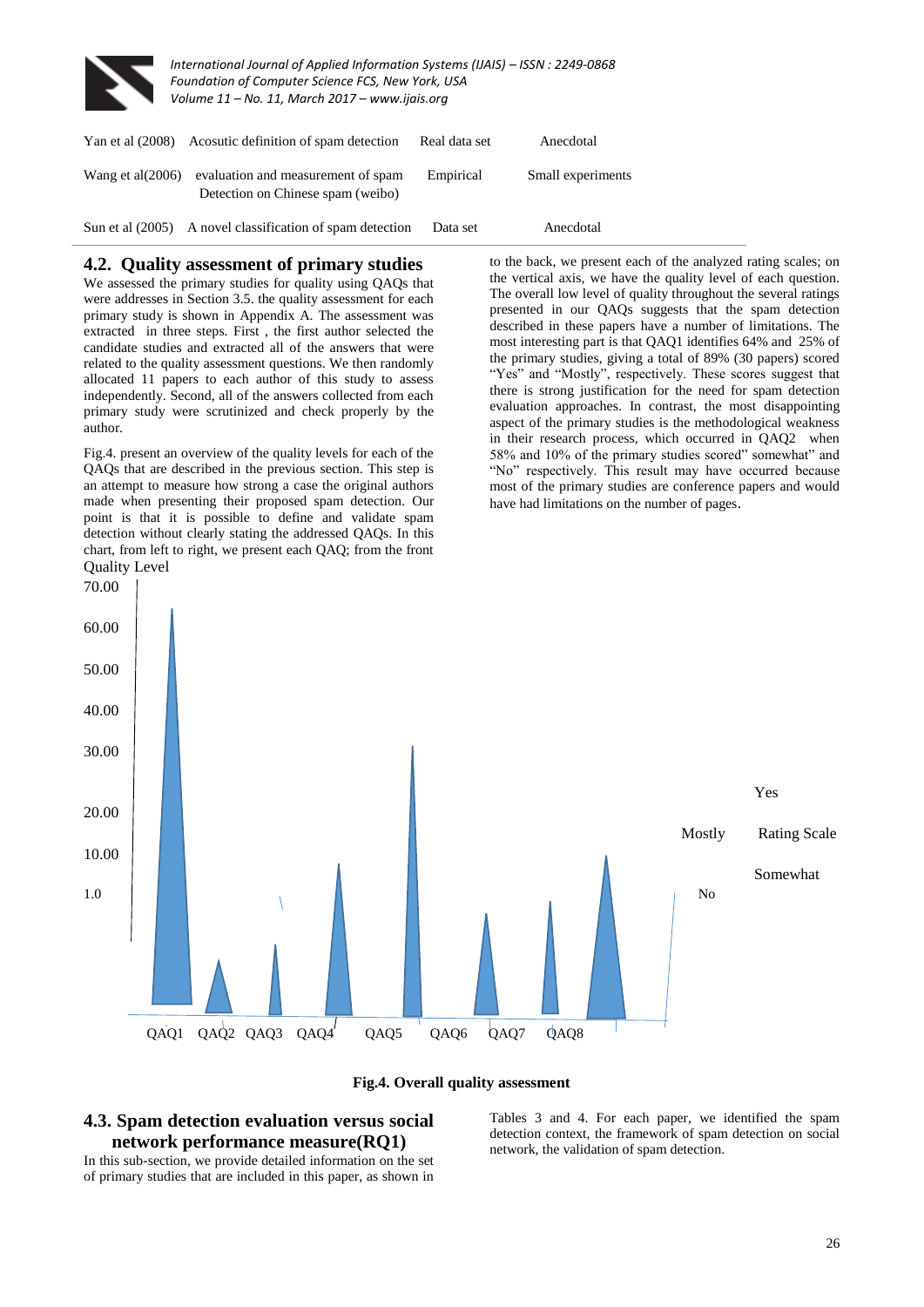| | | | |
|---|---|---|---|
| Yan et al (2008) | Acosutic definition of spam detection | Real data set | Anecdotal |
| Wang et al(2006) | evaluation and measurement of spam Detection on Chinese spam (weibo) | Empirical | Small experiments |
| Sun et al (2005) | A novel classification of spam detection | Data set | Anecdotal |

## 4.2. Quality assessment of primary studies

We assessed the primary studies for quality using QAQs that were addresses in Section 3.5. the quality assessment for each primary study is shown in Appendix A. The assessment was extracted in three steps. First , the first author selected the candidate studies and extracted all of the answers that were related to the quality assessment questions. We then randomly allocated 11 papers to each author of this study to assess independently. Second, all of the answers collected from each primary study were scrutinized and check properly by the author.

Fig.4. present an overview of the quality levels for each of the QAQs that are described in the previous section. This step is an attempt to measure how strong a case the original authors made when presenting their proposed spam detection. Our point is that it is possible to define and validate spam detection without clearly stating the addressed QAQs. In this chart, from left to right, we present each QAQ; from the front to the back, we present each of the analyzed rating scales; on the vertical axis, we have the quality level of each question. The overall low level of quality throughout the several ratings presented in our QAQs suggests that the spam detection described in these papers have a number of limitations. The most interesting part is that QAQ1 identifies 64% and 25% of the primary studies, giving a total of 89% (30 papers) scored "Yes" and "Mostly", respectively. These scores suggest that there is strong justification for the need for spam detection evaluation approaches. In contrast, the most disappointing aspect of the primary studies is the methodological weakness in their research process, which occurred in QAQ2 when 58% and 10% of the primary studies scored" somewhat" and "No" respectively. This result may have occurred because most of the primary studies are conference papers and would have had limitations on the number of pages.

Quality Level

70.00
60.00
50.00
40.00
30.00
20.00
10.00
1.0

QAQ1 QAQ2 QAQ3 QAQ4 QAQ5 QAQ6 QAQ7 QAQ8

Rating Scale: Yes, Mostly, Somewhat, No

**Fig.4. Overall quality assessment**

## 4.3. Spam detection evaluation versus social network performance measure(RQ1)

In this sub-section, we provide detailed information on the set of primary studies that are included in this paper, as shown in Tables 3 and 4. For each paper, we identified the spam detection context, the framework of spam detection on social network, the validation of spam detection.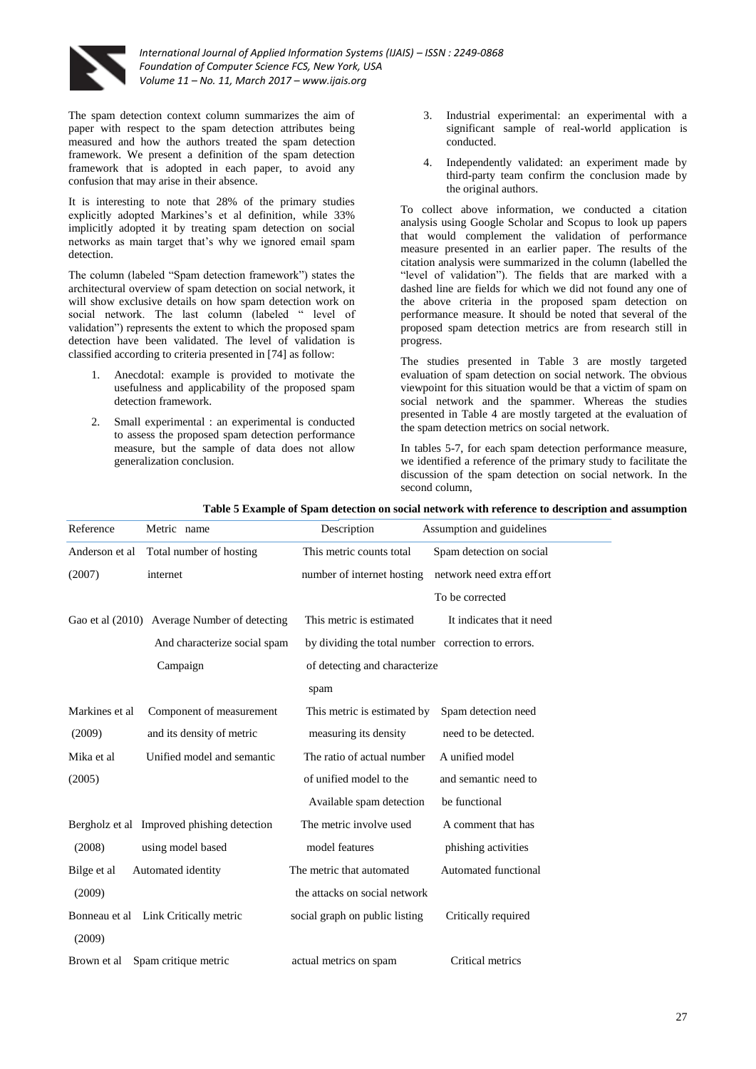The spam detection context column summarizes the aim of paper with respect to the spam detection attributes being measured and how the authors treated the spam detection framework. We present a definition of the spam detection framework that is adopted in each paper, to avoid any confusion that may arise in their absence.

It is interesting to note that 28% of the primary studies explicitly adopted Markines's et al definition, while 33% implicitly adopted it by treating spam detection on social networks as main target that's why we ignored email spam detection.

The column (labeled "Spam detection framework") states the architectural overview of spam detection on social network, it will show exclusive details on how spam detection work on social network. The last column (labeled " level of validation") represents the extent to which the proposed spam detection have been validated. The level of validation is classified according to criteria presented in [74] as follow:

1. Anecdotal: example is provided to motivate the usefulness and applicability of the proposed spam detection framework.
2. Small experimental : an experimental is conducted to assess the proposed spam detection performance measure, but the sample of data does not allow generalization conclusion.
3. Industrial experimental: an experimental with a significant sample of real-world application is conducted.
4. Independently validated: an experiment made by third-party team confirm the conclusion made by the original authors.

To collect above information, we conducted a citation analysis using Google Scholar and Scopus to look up papers that would complement the validation of performance measure presented in an earlier paper. The results of the citation analysis were summarized in the column (labelled the "level of validation"). The fields that are marked with a dashed line are fields for which we did not found any one of the above criteria in the proposed spam detection on performance measure. It should be noted that several of the proposed spam detection metrics are from research still in progress.

The studies presented in Table 3 are mostly targeted evaluation of spam detection on social network. The obvious viewpoint for this situation would be that a victim of spam on social network and the spammer. Whereas the studies presented in Table 4 are mostly targeted at the evaluation of the spam detection metrics on social network.

In tables 5-7, for each spam detection performance measure, we identified a reference of the primary study to facilitate the discussion of the spam detection on social network. In the second column,

**Table 5 Example of Spam detection on social network with reference to description and assumption**

| Reference | Metric name | Description | Assumption and guidelines |
|---|---|---|---|
| Anderson et al (2007) | Total number of hosting internet | This metric counts total number of internet hosting | Spam detection on social network need extra effort To be corrected |
| Gao et al (2010) | Average Number of detecting And characterize social spam Campaign | This metric is estimated by dividing the total number of detecting and characterize spam | It indicates that it need correction to errors. |
| Markines et al (2009) | Component of measurement and its density of metric | This metric is estimated by measuring its density | Spam detection need need to be detected. |
| Mika et al (2005) | Unified model and semantic | The ratio of actual number of unified model to the Available spam detection | A unified model and semantic need to be functional |
| Bergholz et al (2008) | Improved phishing detection using model based | The metric involve used model features | A comment that has phishing activities |
| Bilge et al (2009) | Automated identity | The metric that automated the attacks on social network | Automated functional |
| Bonneau et al (2009) | Link Critically metric | social graph on public listing | Critically required |
| Brown et al | Spam critique metric | actual metrics on spam | Critical metrics |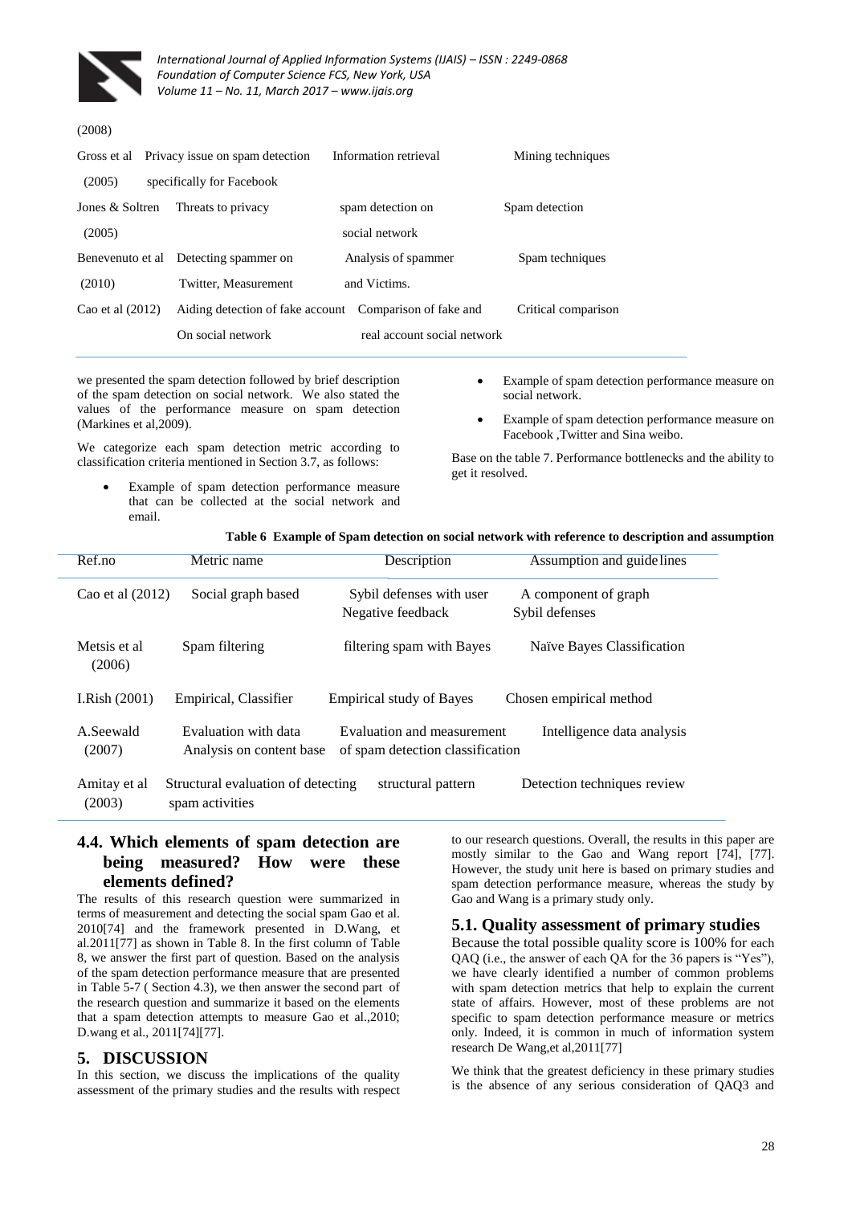| | | | |
|---|---|---|---|
| (2008) | | | |
| Gross et al (2005) | Privacy issue on spam detection specifically for Facebook | Information retrieval | Mining techniques |
| Jones & Soltren (2005) | Threats to privacy | spam detection on social network | Spam detection |
| Benevenuto et al (2010) | Detecting spammer on Twitter, Measurement | Analysis of spammer and Victims. | Spam techniques |
| Cao et al (2012) | Aiding detection of fake account On social network | Comparison of fake and real account social network | Critical comparison |

we presented the spam detection followed by brief description of the spam detection on social network. We also stated the values of the performance measure on spam detection (Markines et al,2009).

We categorize each spam detection metric according to classification criteria mentioned in Section 3.7, as follows:

- Example of spam detection performance measure that can be collected at the social network and email.
- Example of spam detection performance measure on social network.
- Example of spam detection performance measure on Facebook ,Twitter and Sina weibo.

Base on the table 7. Performance bottlenecks and the ability to get it resolved.

**Table 6 Example of Spam detection on social network with reference to description and assumption**

| Ref.no | Metric name | Description | Assumption and guidelines |
|---|---|---|---|
| Cao et al (2012) | Social graph based | Sybil defenses with user Negative feedback | A component of graph Sybil defenses |
| Metsis et al (2006) | Spam filtering | filtering spam with Bayes | Naïve Bayes Classification |
| I.Rish (2001) | Empirical, Classifier | Empirical study of Bayes | Chosen empirical method |
| A.Seewald (2007) | Evaluation with data Analysis on content base | Evaluation and measurement of spam detection classification | Intelligence data analysis |
| Amitay et al (2003) | Structural evaluation of detecting spam activities | structural pattern | Detection techniques review |

## 4.4. Which elements of spam detection are being measured? How were these elements defined?

The results of this research question were summarized in terms of measurement and detecting the social spam Gao et al. 2010[74] and the framework presented in D.Wang, et al.2011[77] as shown in Table 8. In the first column of Table 8, we answer the first part of question. Based on the analysis of the spam detection performance measure that are presented in Table 5-7 ( Section 4.3), we then answer the second part of the research question and summarize it based on the elements that a spam detection attempts to measure Gao et al.,2010; D.wang et al., 2011[74][77].

# 5. DISCUSSION

In this section, we discuss the implications of the quality assessment of the primary studies and the results with respect to our research questions. Overall, the results in this paper are mostly similar to the Gao and Wang report [74], [77]. However, the study unit here is based on primary studies and spam detection performance measure, whereas the study by Gao and Wang is a primary study only.

## 5.1. Quality assessment of primary studies

Because the total possible quality score is 100% for each QAQ (i.e., the answer of each QA for the 36 papers is "Yes"), we have clearly identified a number of common problems with spam detection metrics that help to explain the current state of affairs. However, most of these problems are not specific to spam detection performance measure or metrics only. Indeed, it is common in much of information system research De Wang,et al,2011[77]

We think that the greatest deficiency in these primary studies is the absence of any serious consideration of QAQ3 and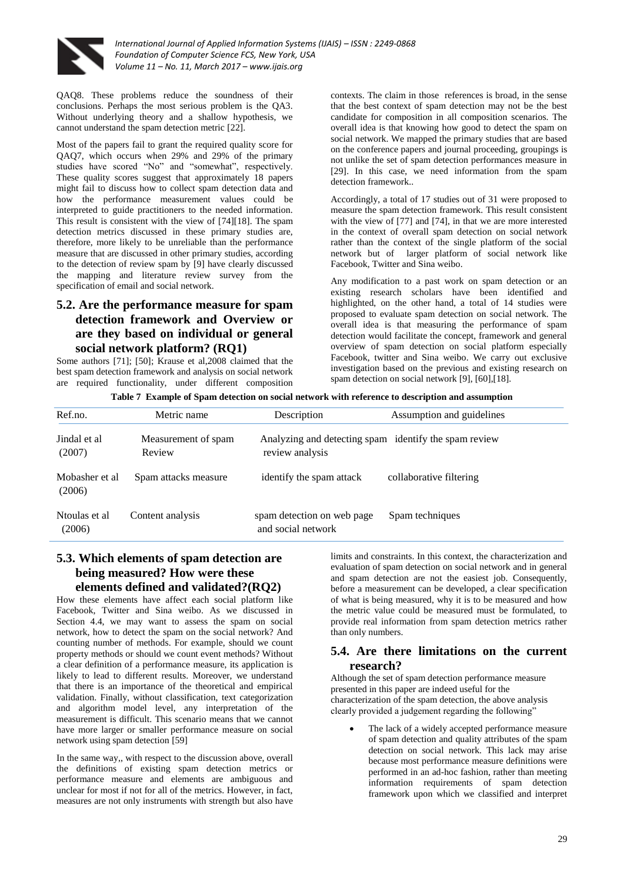QAQ8. These problems reduce the soundness of their conclusions. Perhaps the most serious problem is the QA3. Without underlying theory and a shallow hypothesis, we cannot understand the spam detection metric [22].

Most of the papers fail to grant the required quality score for QAQ7, which occurs when 29% and 29% of the primary studies have scored "No" and "somewhat", respectively. These quality scores suggest that approximately 18 papers might fail to discuss how to collect spam detection data and how the performance measurement values could be interpreted to guide practitioners to the needed information. This result is consistent with the view of [74][18]. The spam detection metrics discussed in these primary studies are, therefore, more likely to be unreliable than the performance measure that are discussed in other primary studies, according to the detection of review spam by [9] have clearly discussed the mapping and literature review survey from the specification of email and social network.

## 5.2. Are the performance measure for spam detection framework and Overview or are they based on individual or general social network platform? (RQ1)

Some authors [71]; [50]; Krause et al,2008 claimed that the best spam detection framework and analysis on social network are required functionality, under different composition contexts. The claim in those references is broad, in the sense that the best context of spam detection may not be the best candidate for composition in all composition scenarios. The overall idea is that knowing how good to detect the spam on social network. We mapped the primary studies that are based on the conference papers and journal proceeding, groupings is not unlike the set of spam detection performances measure in [29]. In this case, we need information from the spam detection framework..

Accordingly, a total of 17 studies out of 31 were proposed to measure the spam detection framework. This result consistent with the view of [77] and [74], in that we are more interested in the context of overall spam detection on social network rather than the context of the single platform of the social network but of larger platform of social network like Facebook, Twitter and Sina weibo.

Any modification to a past work on spam detection or an existing research scholars have been identified and highlighted, on the other hand, a total of 14 studies were proposed to evaluate spam detection on social network. The overall idea is that measuring the performance of spam detection would facilitate the concept, framework and general overview of spam detection on social platform especially Facebook, twitter and Sina weibo. We carry out exclusive investigation based on the previous and existing research on spam detection on social network [9], [60],[18].

**Table 7 Example of Spam detection on social network with reference to description and assumption**

| Ref.no. | Metric name | Description | Assumption and guidelines |
|---|---|---|---|
| Jindal et al (2007) | Measurement of spam Review | Analyzing and detecting spam review analysis | identify the spam review |
| Mobasher et al (2006) | Spam attacks measure | identify the spam attack | collaborative filtering |
| Ntoulas et al (2006) | Content analysis | spam detection on web page and social network | Spam techniques |

## 5.3. Which elements of spam detection are being measured? How were these elements defined and validated?(RQ2)

How these elements have affect each social platform like Facebook, Twitter and Sina weibo. As we discussed in Section 4.4, we may want to assess the spam on social network, how to detect the spam on the social network? And counting number of methods. For example, should we count property methods or should we count event methods? Without a clear definition of a performance measure, its application is likely to lead to different results. Moreover, we understand that there is an importance of the theoretical and empirical validation. Finally, without classification, text categorization and algorithm model level, any interpretation of the measurement is difficult. This scenario means that we cannot have more larger or smaller performance measure on social network using spam detection [59]

In the same way,, with respect to the discussion above, overall the definitions of existing spam detection metrics or performance measure and elements are ambiguous and unclear for most if not for all of the metrics. However, in fact, measures are not only instruments with strength but also have limits and constraints. In this context, the characterization and evaluation of spam detection on social network and in general and spam detection are not the easiest job. Consequently, before a measurement can be developed, a clear specification of what is being measured, why it is to be measured and how the metric value could be measured must be formulated, to provide real information from spam detection metrics rather than only numbers.

## 5.4. Are there limitations on the current research?

Although the set of spam detection performance measure presented in this paper are indeed useful for the characterization of the spam detection, the above analysis clearly provided a judgement regarding the following"

- The lack of a widely accepted performance measure of spam detection and quality attributes of the spam detection on social network. This lack may arise because most performance measure definitions were performed in an ad-hoc fashion, rather than meeting information requirements of spam detection framework upon which we classified and interpret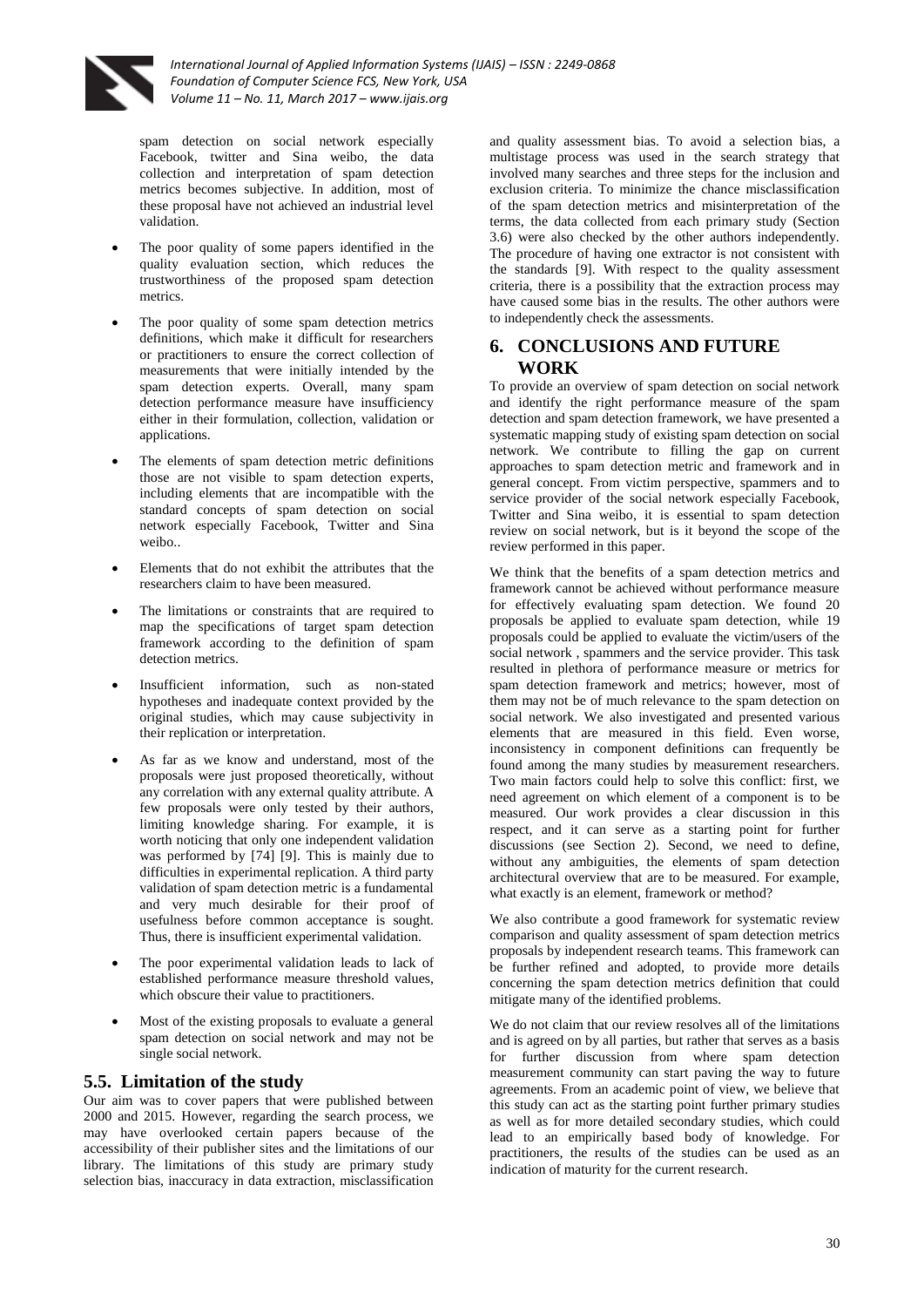spam detection on social network especially Facebook, twitter and Sina weibo, the data collection and interpretation of spam detection metrics becomes subjective. In addition, most of these proposal have not achieved an industrial level validation.

- The poor quality of some papers identified in the quality evaluation section, which reduces the trustworthiness of the proposed spam detection metrics.
- The poor quality of some spam detection metrics definitions, which make it difficult for researchers or practitioners to ensure the correct collection of measurements that were initially intended by the spam detection experts. Overall, many spam detection performance measure have insufficiency either in their formulation, collection, validation or applications.
- The elements of spam detection metric definitions those are not visible to spam detection experts, including elements that are incompatible with the standard concepts of spam detection on social network especially Facebook, Twitter and Sina weibo..
- Elements that do not exhibit the attributes that the researchers claim to have been measured.
- The limitations or constraints that are required to map the specifications of target spam detection framework according to the definition of spam detection metrics.
- Insufficient information, such as non-stated hypotheses and inadequate context provided by the original studies, which may cause subjectivity in their replication or interpretation.
- As far as we know and understand, most of the proposals were just proposed theoretically, without any correlation with any external quality attribute. A few proposals were only tested by their authors, limiting knowledge sharing. For example, it is worth noticing that only one independent validation was performed by [74] [9]. This is mainly due to difficulties in experimental replication. A third party validation of spam detection metric is a fundamental and very much desirable for their proof of usefulness before common acceptance is sought. Thus, there is insufficient experimental validation.
- The poor experimental validation leads to lack of established performance measure threshold values, which obscure their value to practitioners.
- Most of the existing proposals to evaluate a general spam detection on social network and may not be single social network.

## 5.5. Limitation of the study

Our aim was to cover papers that were published between 2000 and 2015. However, regarding the search process, we may have overlooked certain papers because of the accessibility of their publisher sites and the limitations of our library. The limitations of this study are primary study selection bias, inaccuracy in data extraction, misclassification and quality assessment bias. To avoid a selection bias, a multistage process was used in the search strategy that involved many searches and three steps for the inclusion and exclusion criteria. To minimize the chance misclassification of the spam detection metrics and misinterpretation of the terms, the data collected from each primary study (Section 3.6) were also checked by the other authors independently. The procedure of having one extractor is not consistent with the standards [9]. With respect to the quality assessment criteria, there is a possibility that the extraction process may have caused some bias in the results. The other authors were to independently check the assessments.

## 6. CONCLUSIONS AND FUTURE WORK

To provide an overview of spam detection on social network and identify the right performance measure of the spam detection and spam detection framework, we have presented a systematic mapping study of existing spam detection on social network. We contribute to filling the gap on current approaches to spam detection metric and framework and in general concept. From victim perspective, spammers and to service provider of the social network especially Facebook, Twitter and Sina weibo, it is essential to spam detection review on social network, but is it beyond the scope of the review performed in this paper.

We think that the benefits of a spam detection metrics and framework cannot be achieved without performance measure for effectively evaluating spam detection. We found 20 proposals be applied to evaluate spam detection, while 19 proposals could be applied to evaluate the victim/users of the social network , spammers and the service provider. This task resulted in plethora of performance measure or metrics for spam detection framework and metrics; however, most of them may not be of much relevance to the spam detection on social network. We also investigated and presented various elements that are measured in this field. Even worse, inconsistency in component definitions can frequently be found among the many studies by measurement researchers. Two main factors could help to solve this conflict: first, we need agreement on which element of a component is to be measured. Our work provides a clear discussion in this respect, and it can serve as a starting point for further discussions (see Section 2). Second, we need to define, without any ambiguities, the elements of spam detection architectural overview that are to be measured. For example, what exactly is an element, framework or method?

We also contribute a good framework for systematic review comparison and quality assessment of spam detection metrics proposals by independent research teams. This framework can be further refined and adopted, to provide more details concerning the spam detection metrics definition that could mitigate many of the identified problems.

We do not claim that our review resolves all of the limitations and is agreed on by all parties, but rather that serves as a basis for further discussion from where spam detection measurement community can start paving the way to future agreements. From an academic point of view, we believe that this study can act as the starting point further primary studies as well as for more detailed secondary studies, which could lead to an empirically based body of knowledge. For practitioners, the results of the studies can be used as an indication of maturity for the current research.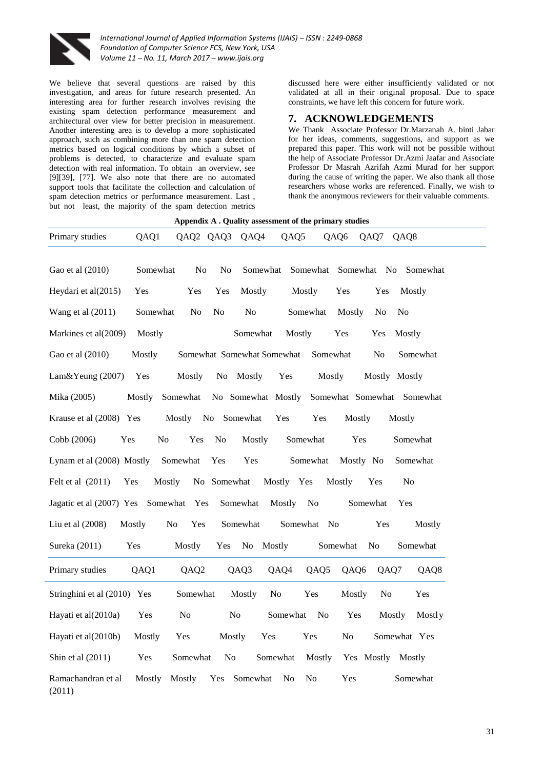We believe that several questions are raised by this investigation, and areas for future research presented. An interesting area for further research involves revising the existing spam detection performance measurement and architectural over view for better precision in measurement. Another interesting area is to develop a more sophisticated approach, such as combining more than one spam detection metrics based on logical conditions by which a subset of problems is detected, to characterize and evaluate spam detection with real information. To obtain an overview, see [9][39], [77]. We also note that there are no automated support tools that facilitate the collection and calculation of spam detection metrics or performance measurement. Last , but not least, the majority of the spam detection metrics discussed here were either insufficiently validated or not validated at all in their original proposal. Due to space constraints, we have left this concern for future work.

## 7. ACKNOWLEDGEMENTS

We Thank Associate Professor Dr.Marzanah A. binti Jabar for her ideas, comments, suggestions, and support as we prepared this paper. This work will not be possible without the help of Associate Professor Dr.Azmi Jaafar and Associate Professor Dr Masrah Azrifah Azmi Murad for her support during the cause of writing the paper. We also thank all those researchers whose works are referenced. Finally, we wish to thank the anonymous reviewers for their valuable comments.

**Appendix A . Quality assessment of the primary studies**

| Primary studies | QAQ1 | QAQ2 | QAQ3 | QAQ4 | QAQ5 | QAQ6 | QAQ7 | QAQ8 | |
|---|---|---|---|---|---|---|---|---|---|
| Gao et al (2010) | Somewhat | No | No | Somewhat | Somewhat | Somewhat | No | Somewhat | |
| Heydari et al(2015) | Yes | Yes | Yes | Mostly | Mostly | Yes | Yes | Mostly | |
| Wang et al (2011) | Somewhat | No | No | No | Somewhat | Mostly | No | No | |
| Markines et al(2009) | Mostly | | | Somewhat | Mostly | Yes | Yes | Mostly | |
| Gao et al (2010) | Mostly | Somewhat | | Somewhat | Somewhat | Somewhat | No | Somewhat | |
| Lam&Yeung (2007) | Yes | Mostly | No | Mostly | Yes | Mostly | Mostly | Mostly | |
| Mika (2005) | Mostly | Somewhat | No | Somewhat | Mostly | Somewhat | Somewhat | Somewhat | |
| Krause et al (2008) | Yes | Mostly | No | Somewhat | Yes | Yes | Mostly | Mostly | |
| Cobb (2006) | Yes | No | Yes | No | Mostly | Somewhat | Yes | Somewhat | |
| Lynam et al (2008) | Mostly | Somewhat | Yes | Yes | Somewhat | Mostly | No | Somewhat | |
| Felt et al (2011) | Yes | Mostly | No | Somewhat | Mostly | Yes | Mostly | Yes | No |
| Jagatic et al (2007) | Yes | Somewhat | Yes | Somewhat | Mostly | No | Somewhat | Yes | |
| Liu et al (2008) | Mostly | No | Yes | Somewhat | Somewhat | No | Yes | Mostly | |
| Sureka (2011) | Yes | Mostly | Yes | No | Mostly | Somewhat | No | Somewhat | |
| Stringhini et al (2010) | Yes | Somewhat | Mostly | No | Yes | Mostly | No | Yes | |
| Hayati et al(2010a) | Yes | No | No | Somewhat | No | Yes | Mostly | Mostly | |
| Hayati et al(2010b) | Mostly | Yes | Mostly | Yes | Yes | No | Somewhat | Yes | |
| Shin et al (2011) | Yes | Somewhat | No | Somewhat | Mostly | Yes | Mostly | Mostly | |
| Ramachandran et al (2011) | Mostly | Mostly | Yes | Somewhat | No | No | Yes | Somewhat | |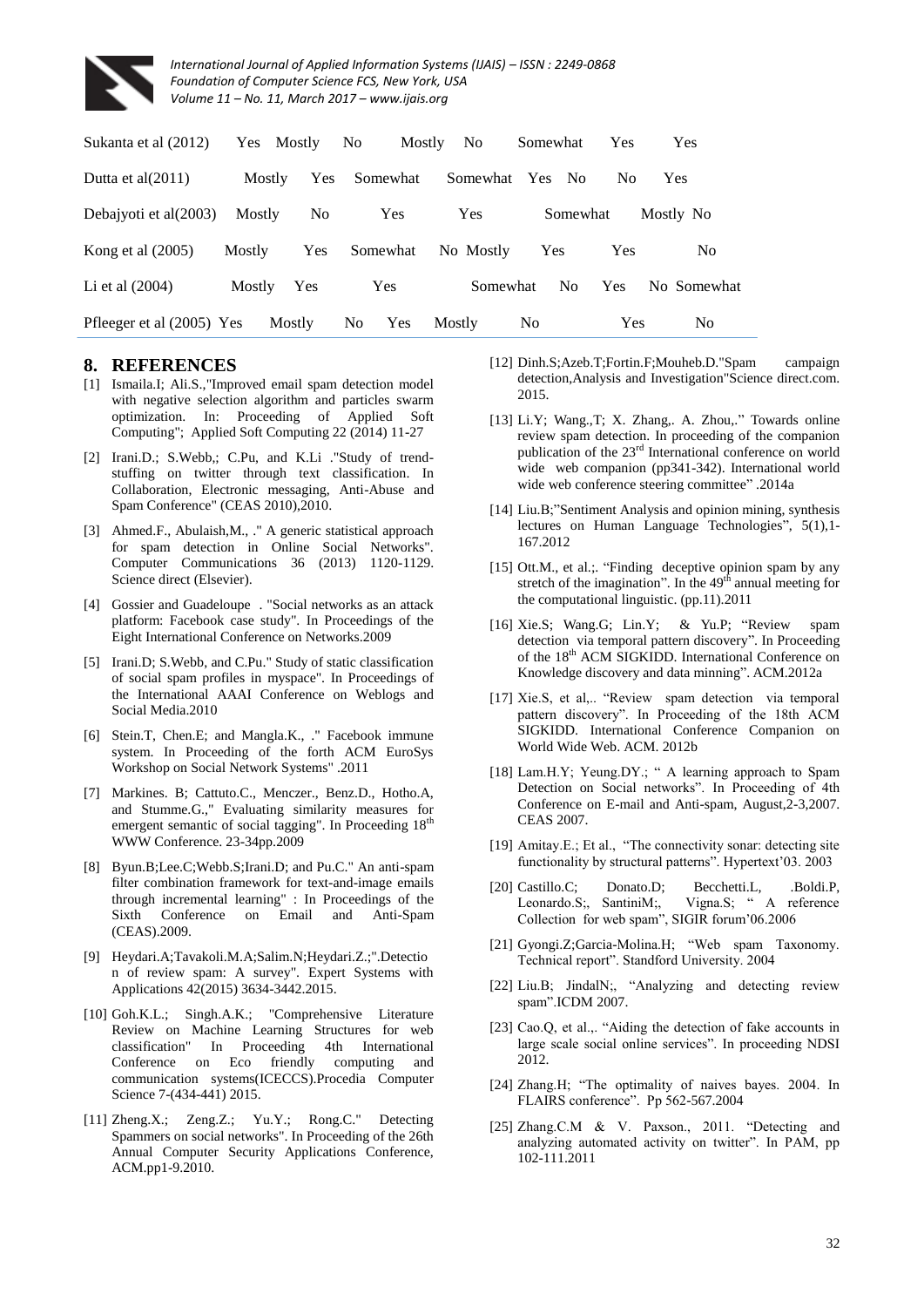| | | | | | | | | |
|---|---|---|---|---|---|---|---|---|
| Sukanta et al (2012) | Yes | Mostly | No | Mostly | No | Somewhat | Yes | Yes |
| Dutta et al(2011) | Mostly | Yes | Somewhat | Somewhat | Yes | No | No | Yes |
| Debajyoti et al(2003) | Mostly | No | Yes | Yes | Somewhat | Mostly | No | |
| Kong et al (2005) | Mostly | Yes | Somewhat | No | Mostly | Yes | Yes | No |
| Li et al (2004) | Mostly | Yes | Yes | Somewhat | No | Yes | No | Somewhat |
| Pfleeger et al (2005) | Yes | Mostly | No | Yes | Mostly | No | Yes | No |

## 8. REFERENCES

[1] Ismaila.I; Ali.S.,"Improved email spam detection model with negative selection algorithm and particles swarm optimization. In: Proceeding of Applied Soft Computing"; Applied Soft Computing 22 (2014) 11-27

[2] Irani.D.; S.Webb,; C.Pu, and K.Li ."Study of trend-stuffing on twitter through text classification. In Collaboration, Electronic messaging, Anti-Abuse and Spam Conference" (CEAS 2010),2010.

[3] Ahmed.F., Abulaish,M., ." A generic statistical approach for spam detection in Online Social Networks". Computer Communications 36 (2013) 1120-1129. Science direct (Elsevier).

[4] Gossier and Guadeloupe . "Social networks as an attack platform: Facebook case study". In Proceedings of the Eight International Conference on Networks.2009

[5] Irani.D; S.Webb, and C.Pu." Study of static classification of social spam profiles in myspace". In Proceedings of the International AAAI Conference on Weblogs and Social Media.2010

[6] Stein.T, Chen.E; and Mangla.K., ." Facebook immune system. In Proceeding of the forth ACM EuroSys Workshop on Social Network Systems" .2011

[7] Markines. B; Cattuto.C., Menczer., Benz.D., Hotho.A, and Stumme.G.," Evaluating similarity measures for emergent semantic of social tagging". In Proceeding 18th WWW Conference. 23-34pp.2009

[8] Byun.B;Lee.C;Webb.S;Irani.D; and Pu.C." An anti-spam filter combination framework for text-and-image emails through incremental learning" : In Proceedings of the Sixth Conference on Email and Anti-Spam (CEAS).2009.

[9] Heydari.A;Tavakoli.M.A;Salim.N;Heydari.Z.;".Detection of review spam: A survey". Expert Systems with Applications 42(2015) 3634-3442.2015.

[10] Goh.K.L.; Singh.A.K.; "Comprehensive Literature Review on Machine Learning Structures for web classification" In Proceeding 4th International Conference on Eco friendly computing and communication systems(ICECCS).Procedia Computer Science 7-(434-441) 2015.

[11] Zheng.X.; Zeng.Z.; Yu.Y.; Rong.C." Detecting Spammers on social networks". In Proceeding of the 26th Annual Computer Security Applications Conference, ACM.pp1-9.2010.

[12] Dinh.S;Azeb.T;Fortin.F;Mouheb.D."Spam campaign detection,Analysis and Investigation"Science direct.com. 2015.

[13] Li.Y; Wang,.T; X. Zhang,. A. Zhou,." Towards online review spam detection. In proceeding of the companion publication of the 23rd International conference on world wide web companion (pp341-342). International world wide web conference steering committee" .2014a

[14] Liu.B;"Sentiment Analysis and opinion mining, synthesis lectures on Human Language Technologies", 5(1),1-167.2012

[15] Ott.M., et al.;. "Finding deceptive opinion spam by any stretch of the imagination". In the 49th annual meeting for the computational linguistic. (pp.11).2011

[16] Xie.S; Wang.G; Lin.Y; & Yu.P; "Review spam detection via temporal pattern discovery". In Proceeding of the 18th ACM SIGKIDD. International Conference on Knowledge discovery and data minning". ACM.2012a

[17] Xie.S, et al,.. "Review spam detection via temporal pattern discovery". In Proceeding of the 18th ACM SIGKIDD. International Conference Companion on World Wide Web. ACM. 2012b

[18] Lam.H.Y; Yeung.DY.; " A learning approach to Spam Detection on Social networks". In Proceeding of 4th Conference on E-mail and Anti-spam, August,2-3,2007. CEAS 2007.

[19] Amitay.E.; Et al., "The connectivity sonar: detecting site functionality by structural patterns". Hypertext'03. 2003

[20] Castillo.C; Donato.D; Becchetti.L, .Boldi.P, Leonardo.S;, SantiniM;, Vigna.S; " A reference Collection for web spam", SIGIR forum'06.2006

[21] Gyongi.Z;Garcia-Molina.H; "Web spam Taxonomy. Technical report". Standford University. 2004

[22] Liu.B; JindalN;, "Analyzing and detecting review spam".ICDM 2007.

[23] Cao.Q, et al.,. "Aiding the detection of fake accounts in large scale social online services". In proceeding NDSI 2012.

[24] Zhang.H; "The optimality of naives bayes. 2004. In FLAIRS conference". Pp 562-567.2004

[25] Zhang.C.M & V. Paxson., 2011. "Detecting and analyzing automated activity on twitter". In PAM, pp 102-111.2011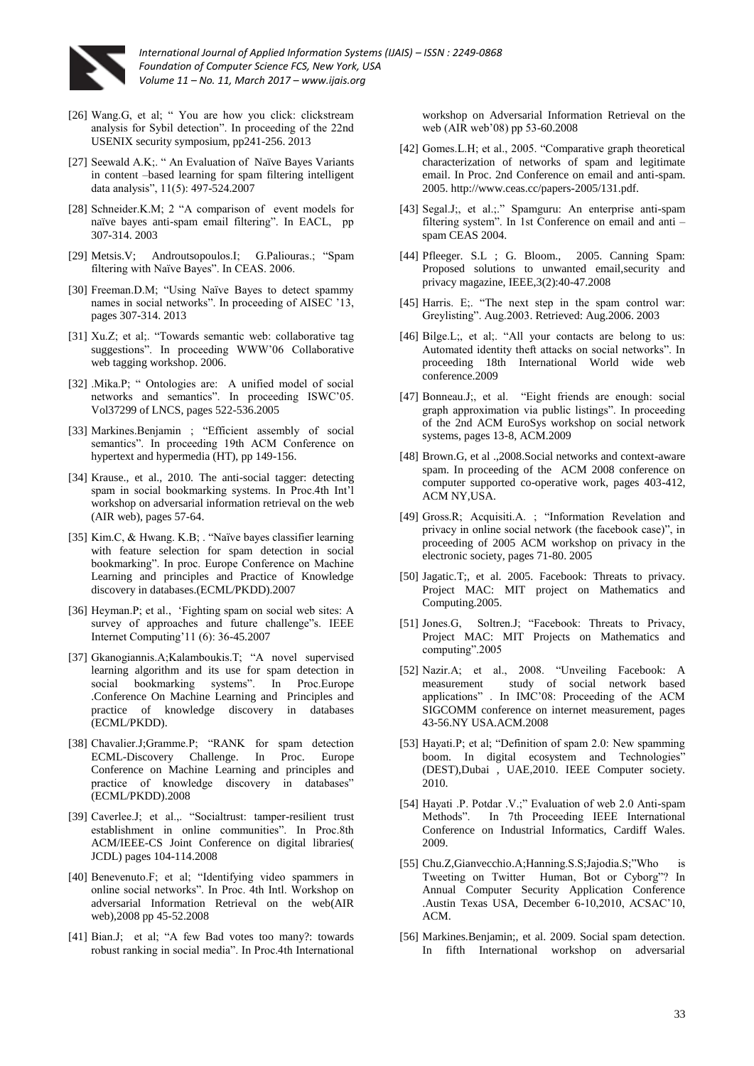[26] Wang.G, et al; " You are how you click: clickstream analysis for Sybil detection". In proceeding of the 22nd USENIX security symposium, pp241-256. 2013

[27] Seewald A.K;. " An Evaluation of Naïve Bayes Variants in content –based learning for spam filtering intelligent data analysis", 11(5): 497-524.2007

[28] Schneider.K.M; 2 "A comparison of event models for naïve bayes anti-spam email filtering". In EACL, pp 307-314. 2003

[29] Metsis.V; Androutsopoulos.I; G.Paliouras.; "Spam filtering with Naïve Bayes". In CEAS. 2006.

[30] Freeman.D.M; "Using Naïve Bayes to detect spammy names in social networks". In proceeding of AISEC '13, pages 307-314. 2013

[31] Xu.Z; et al;. "Towards semantic web: collaborative tag suggestions". In proceeding WWW'06 Collaborative web tagging workshop. 2006.

[32] .Mika.P; " Ontologies are: A unified model of social networks and semantics". In proceeding ISWC'05. Vol37299 of LNCS, pages 522-536.2005

[33] Markines.Benjamin ; "Efficient assembly of social semantics". In proceeding 19th ACM Conference on hypertext and hypermedia (HT), pp 149-156.

[34] Krause., et al., 2010. The anti-social tagger: detecting spam in social bookmarking systems. In Proc.4th Int'l workshop on adversarial information retrieval on the web (AIR web), pages 57-64.

[35] Kim.C, & Hwang. K.B; . "Naïve bayes classifier learning with feature selection for spam detection in social bookmarking". In proc. Europe Conference on Machine Learning and principles and Practice of Knowledge discovery in databases.(ECML/PKDD).2007

[36] Heyman.P; et al., 'Fighting spam on social web sites: A survey of approaches and future challenge"s. IEEE Internet Computing'11 (6): 36-45.2007

[37] Gkanogiannis.A;Kalamboukis.T; "A novel supervised learning algorithm and its use for spam detection in social bookmarking systems". In Proc.Europe .Conference On Machine Learning and Principles and practice of knowledge discovery in databases (ECML/PKDD).

[38] Chavalier.J;Gramme.P; "RANK for spam detection ECML-Discovery Challenge. In Proc. Europe Conference on Machine Learning and principles and practice of knowledge discovery in databases" (ECML/PKDD).2008

[39] Caverlee.J; et al.,. "Socialtrust: tamper-resilient trust establishment in online communities". In Proc.8th ACM/IEEE-CS Joint Conference on digital libraries( JCDL) pages 104-114.2008

[40] Benevenuto.F; et al; "Identifying video spammers in online social networks". In Proc. 4th Intl. Workshop on adversarial Information Retrieval on the web(AIR web),2008 pp 45-52.2008

[41] Bian.J; et al; "A few Bad votes too many?: towards robust ranking in social media". In Proc.4th International workshop on Adversarial Information Retrieval on the web (AIR web'08) pp 53-60.2008

[42] Gomes.L.H; et al., 2005. "Comparative graph theoretical characterization of networks of spam and legitimate email. In Proc. 2nd Conference on email and anti-spam. 2005. http://www.ceas.cc/papers-2005/131.pdf.

[43] Segal.J;, et al.;." Spamguru: An enterprise anti-spam filtering system". In 1st Conference on email and anti – spam CEAS 2004.

[44] Pfleeger. S.L ; G. Bloom., 2005. Canning Spam: Proposed solutions to unwanted email,security and privacy magazine, IEEE,3(2):40-47.2008

[45] Harris. E;. "The next step in the spam control war: Greylisting". Aug.2003. Retrieved: Aug.2006. 2003

[46] Bilge.L;, et al;. "All your contacts are belong to us: Automated identity theft attacks on social networks". In proceeding 18th International World wide web conference.2009

[47] Bonneau.J;, et al. "Eight friends are enough: social graph approximation via public listings". In proceeding of the 2nd ACM EuroSys workshop on social network systems, pages 13-8, ACM.2009

[48] Brown.G, et al .,2008.Social networks and context-aware spam. In proceeding of the ACM 2008 conference on computer supported co-operative work, pages 403-412, ACM NY,USA.

[49] Gross.R; Acquisiti.A. ; "Information Revelation and privacy in online social network (the facebook case)", in proceeding of 2005 ACM workshop on privacy in the electronic society, pages 71-80. 2005

[50] Jagatic.T;, et al. 2005. Facebook: Threats to privacy. Project MAC: MIT project on Mathematics and Computing.2005.

[51] Jones.G, Soltren.J; "Facebook: Threats to Privacy, Project MAC: MIT Projects on Mathematics and computing".2005

[52] Nazir.A; et al., 2008. "Unveiling Facebook: A measurement study of social network based applications" . In IMC'08: Proceeding of the ACM SIGCOMM conference on internet measurement, pages 43-56.NY USA.ACM.2008

[53] Hayati.P; et al; "Definition of spam 2.0: New spamming boom. In digital ecosystem and Technologies" (DEST),Dubai , UAE,2010. IEEE Computer society. 2010.

[54] Hayati .P. Potdar .V.;" Evaluation of web 2.0 Anti-spam Methods". In 7th Proceeding IEEE International Conference on Industrial Informatics, Cardiff Wales. 2009.

[55] Chu.Z,Gianvecchio.A;Hanning.S.S;Jajodia.S;"Who is Tweeting on Twitter Human, Bot or Cyborg"? In Annual Computer Security Application Conference .Austin Texas USA, December 6-10,2010, ACSAC'10, ACM.

[56] Markines.Benjamin;, et al. 2009. Social spam detection. In fifth International workshop on adversarial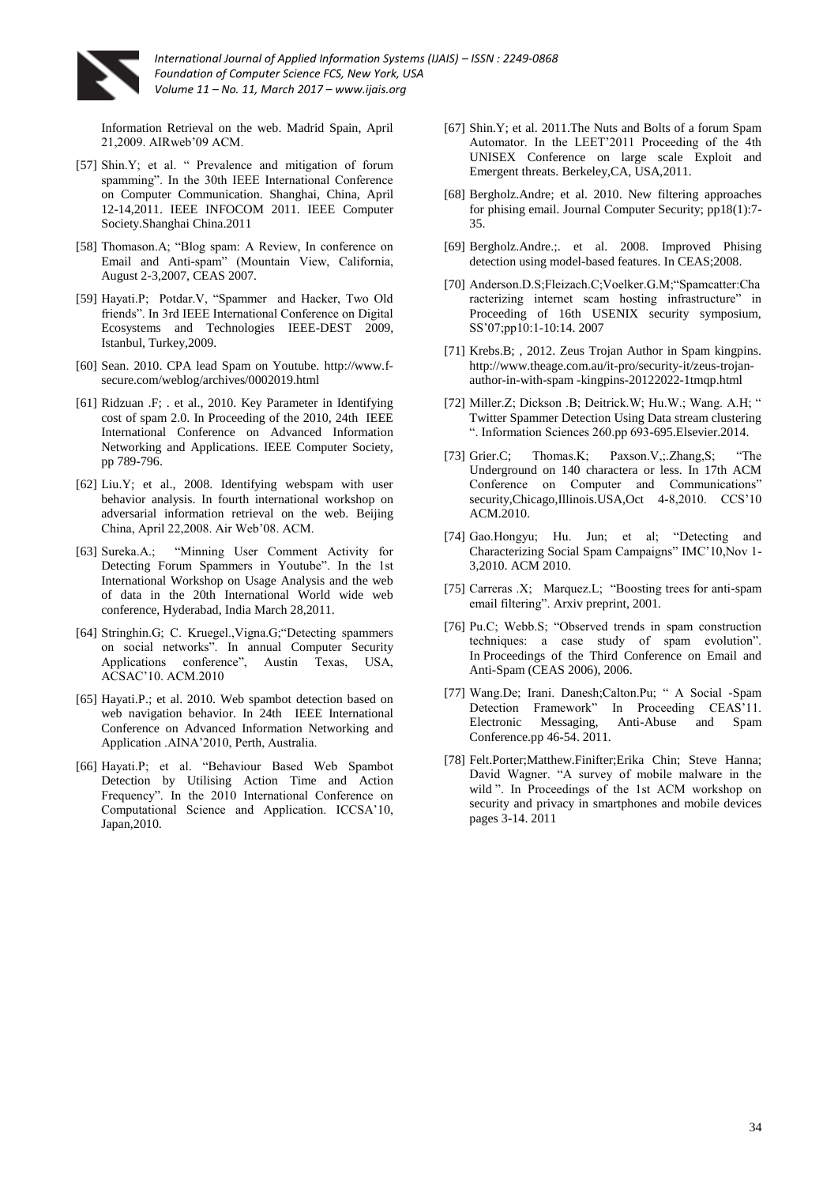Information Retrieval on the web. Madrid Spain, April 21,2009. AIRweb'09 ACM.

[57] Shin.Y; et al. " Prevalence and mitigation of forum spamming". In the 30th IEEE International Conference on Computer Communication. Shanghai, China, April 12-14,2011. IEEE INFOCOM 2011. IEEE Computer Society.Shanghai China.2011

[58] Thomason.A; "Blog spam: A Review, In conference on Email and Anti-spam" (Mountain View, California, August 2-3,2007, CEAS 2007.

[59] Hayati.P; Potdar.V, "Spammer and Hacker, Two Old friends". In 3rd IEEE International Conference on Digital Ecosystems and Technologies IEEE-DEST 2009, Istanbul, Turkey,2009.

[60] Sean. 2010. CPA lead Spam on Youtube. http://www.f-secure.com/weblog/archives/0002019.html

[61] Ridzuan .F; . et al., 2010. Key Parameter in Identifying cost of spam 2.0. In Proceeding of the 2010, 24th IEEE International Conference on Advanced Information Networking and Applications. IEEE Computer Society, pp 789-796.

[62] Liu.Y; et al., 2008. Identifying webspam with user behavior analysis. In fourth international workshop on adversarial information retrieval on the web. Beijing China, April 22,2008. Air Web'08. ACM.

[63] Sureka.A.; "Minning User Comment Activity for Detecting Forum Spammers in Youtube". In the 1st International Workshop on Usage Analysis and the web of data in the 20th International World wide web conference, Hyderabad, India March 28,2011.

[64] Stringhin.G; C. Kruegel.,Vigna.G;"Detecting spammers on social networks". In annual Computer Security Applications conference", Austin Texas, USA, ACSAC'10. ACM.2010

[65] Hayati.P.; et al. 2010. Web spambot detection based on web navigation behavior. In 24th IEEE International Conference on Advanced Information Networking and Application .AINA'2010, Perth, Australia.

[66] Hayati.P; et al. "Behaviour Based Web Spambot Detection by Utilising Action Time and Action Frequency". In the 2010 International Conference on Computational Science and Application. ICCSA'10, Japan,2010.

[67] Shin.Y; et al. 2011.The Nuts and Bolts of a forum Spam Automator. In the LEET'2011 Proceeding of the 4th UNISEX Conference on large scale Exploit and Emergent threats. Berkeley,CA, USA,2011.

[68] Bergholz.Andre; et al. 2010. New filtering approaches for phising email. Journal Computer Security; pp18(1):7-35.

[69] Bergholz.Andre.;. et al. 2008. Improved Phising detection using model-based features. In CEAS;2008.

[70] Anderson.D.S;Fleizach.C;Voelker.G.M;"Spamcatter:Characterizing internet scam hosting infrastructure" in Proceeding of 16th USENIX security symposium, SS'07;pp10:1-10:14. 2007

[71] Krebs.B; , 2012. Zeus Trojan Author in Spam kingpins. http://www.theage.com.au/it-pro/security-it/zeus-trojan-author-in-with-spam -kingpins-20122022-1tmqp.html

[72] Miller.Z; Dickson .B; Deitrick.W; Hu.W.; Wang. A.H; " Twitter Spammer Detection Using Data stream clustering ". Information Sciences 260.pp 693-695.Elsevier.2014.

[73] Grier.C; Thomas.K; Paxson.V,;.Zhang,S; "The Underground on 140 charactera or less. In 17th ACM Conference on Computer and Communications" security,Chicago,Illinois.USA,Oct 4-8,2010. CCS'10 ACM.2010.

[74] Gao.Hongyu; Hu. Jun; et al; "Detecting and Characterizing Social Spam Campaigns" IMC'10,Nov 1-3,2010. ACM 2010.

[75] Carreras .X; Marquez.L; "Boosting trees for anti-spam email filtering". Arxiv preprint, 2001.

[76] Pu.C; Webb.S; "Observed trends in spam construction techniques: a case study of spam evolution". In Proceedings of the Third Conference on Email and Anti-Spam (CEAS 2006), 2006.

[77] Wang.De; Irani. Danesh;Calton.Pu; " A Social -Spam Detection Framework" In Proceeding CEAS'11. Electronic Messaging, Anti-Abuse and Spam Conference.pp 46-54. 2011.

[78] Felt.Porter;Matthew.Finifter;Erika Chin; Steve Hanna; David Wagner. "A survey of mobile malware in the wild ". In Proceedings of the 1st ACM workshop on security and privacy in smartphones and mobile devices pages 3-14. 2011